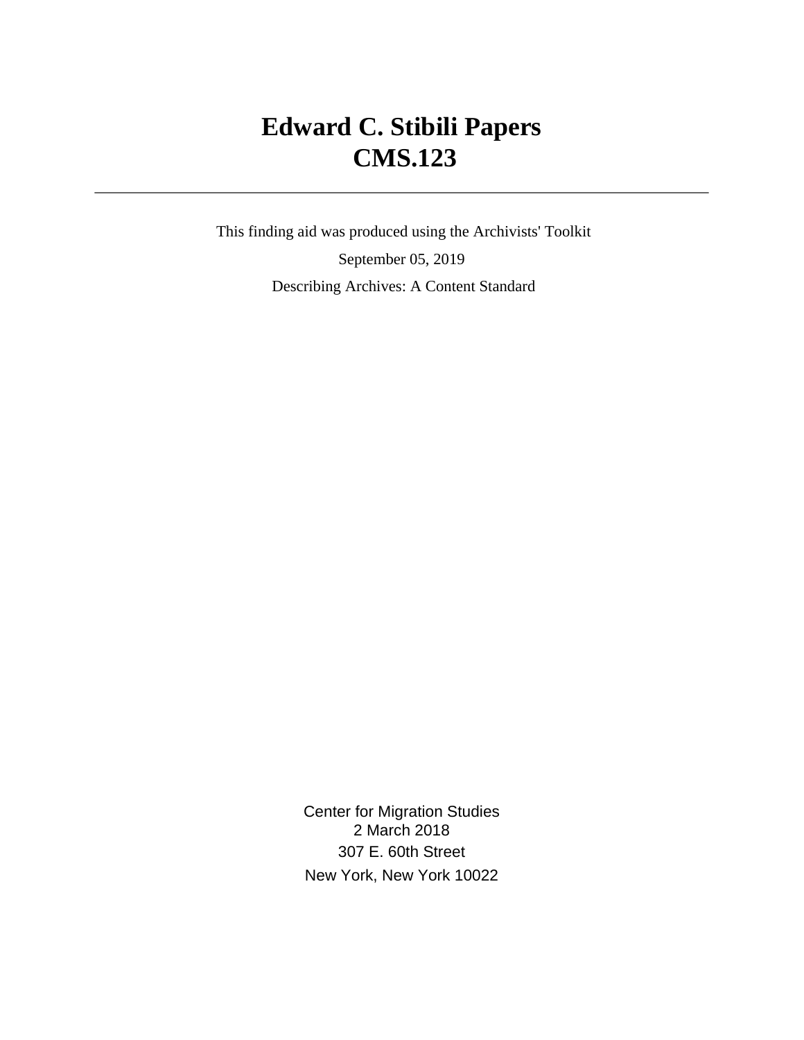# Edward C. Stibili Papers
# CMS.123

---

This finding aid was produced using the Archivists' Toolkit

September 05, 2019

Describing Archives: A Content Standard

Center for Migration Studies
2 March 2018
307 E. 60th Street
New York, New York 10022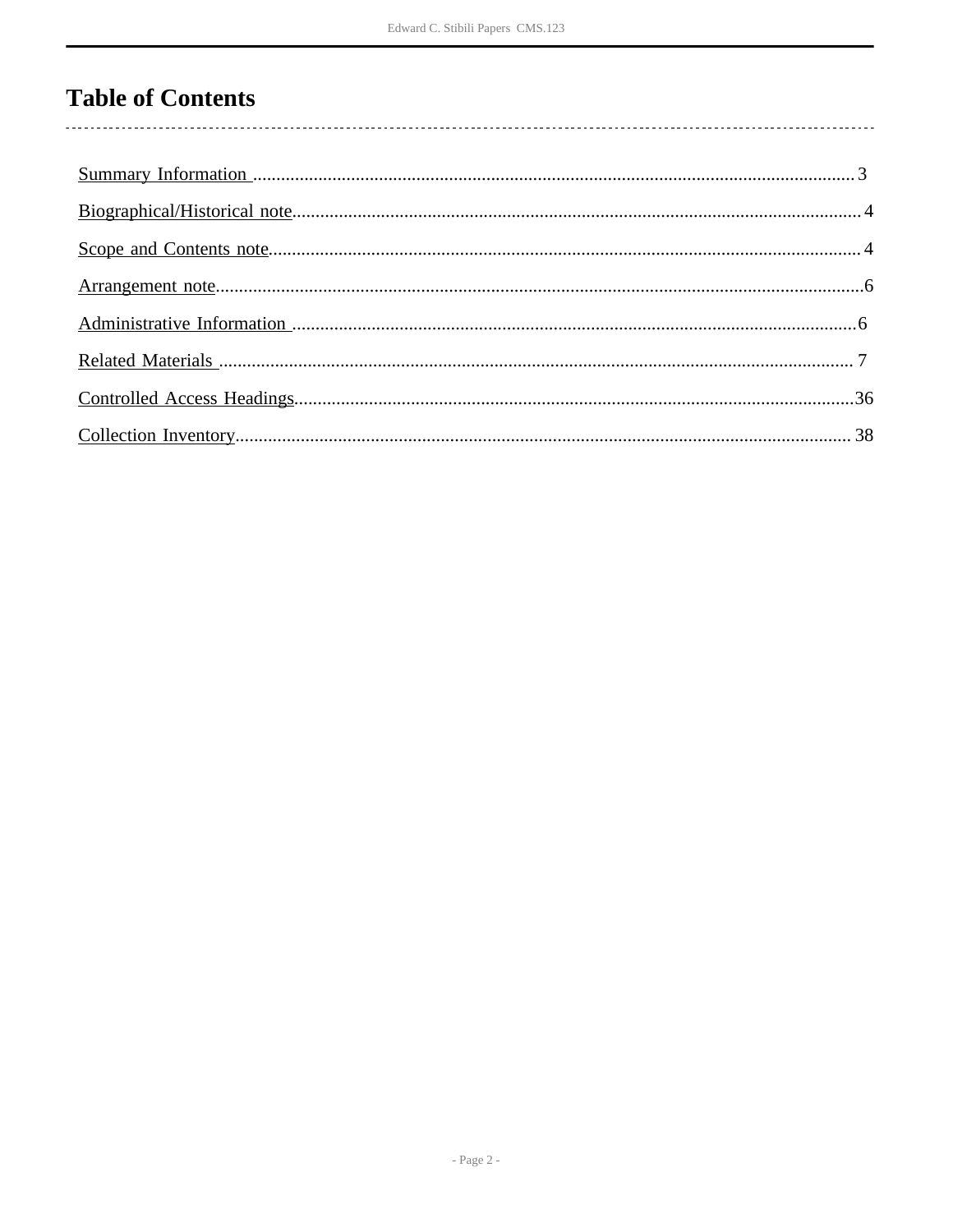# Table of Contents

- Summary Information ..... 3
- Biographical/Historical note ..... 4
- Scope and Contents note ..... 4
- Arrangement note ..... 6
- Administrative Information ..... 6
- Related Materials ..... 7
- Controlled Access Headings ..... 36
- Collection Inventory ..... 38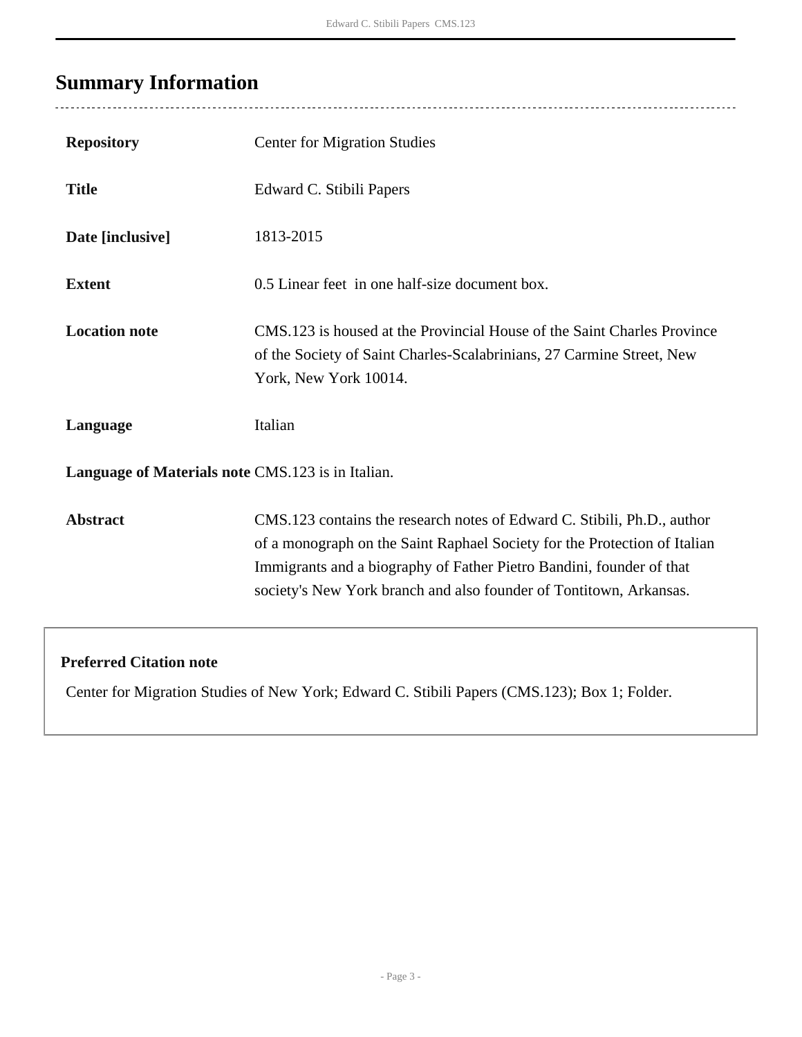## Summary Information

| | |
|---|---|
| **Repository** | Center for Migration Studies |
| **Title** | Edward C. Stibili Papers |
| **Date [inclusive]** | 1813-2015 |
| **Extent** | 0.5 Linear feet in one half-size document box. |
| **Location note** | CMS.123 is housed at the Provincial House of the Saint Charles Province of the Society of Saint Charles-Scalabrinians, 27 Carmine Street, New York, New York 10014. |
| **Language** | Italian |
| **Language of Materials note** | CMS.123 is in Italian. |
| **Abstract** | CMS.123 contains the research notes of Edward C. Stibili, Ph.D., author of a monograph on the Saint Raphael Society for the Protection of Italian Immigrants and a biography of Father Pietro Bandini, founder of that society's New York branch and also founder of Tontitown, Arkansas. |

**Preferred Citation note**

Center for Migration Studies of New York; Edward C. Stibili Papers (CMS.123); Box 1; Folder.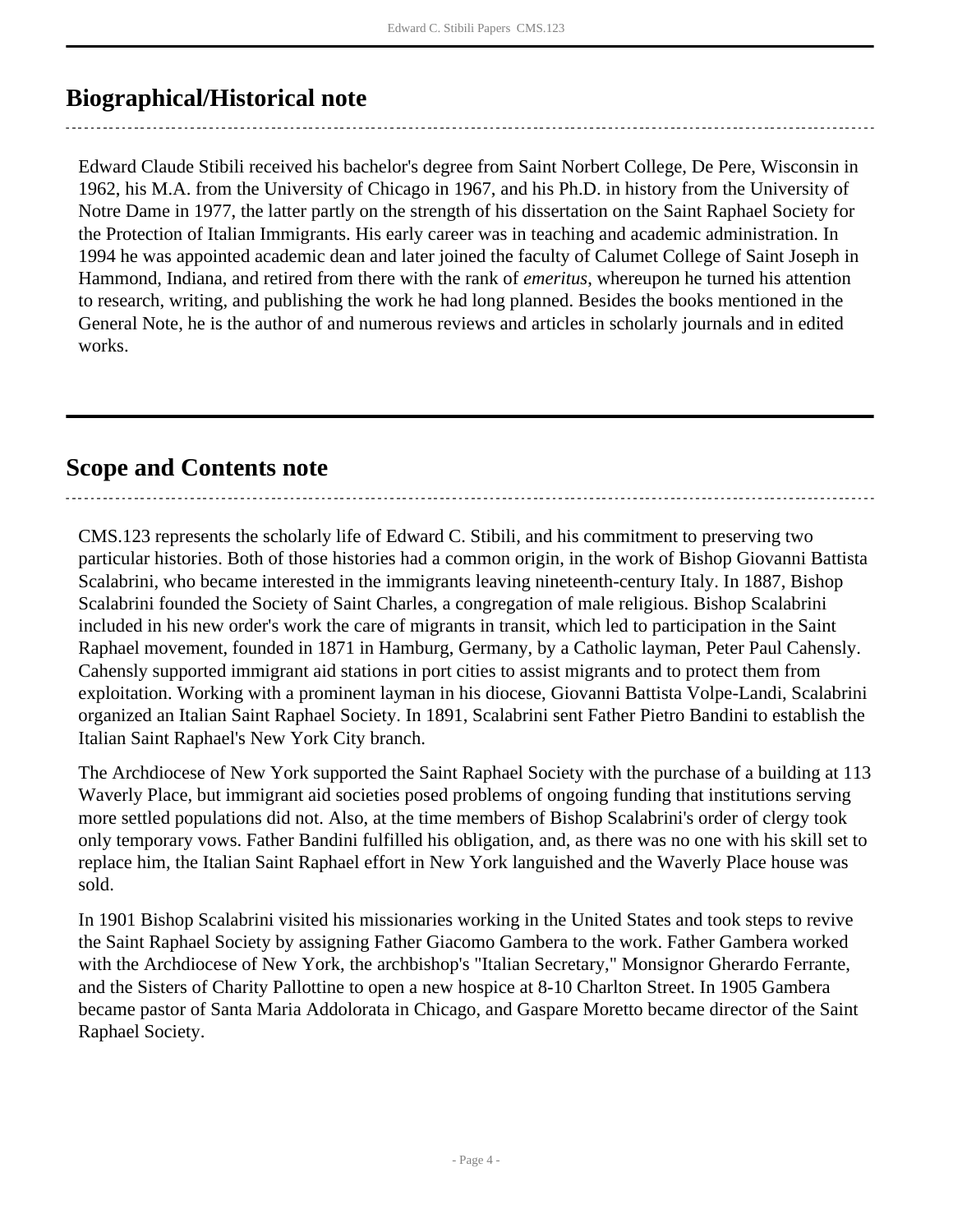## Biographical/Historical note

Edward Claude Stibili received his bachelor's degree from Saint Norbert College, De Pere, Wisconsin in 1962, his M.A. from the University of Chicago in 1967, and his Ph.D. in history from the University of Notre Dame in 1977, the latter partly on the strength of his dissertation on the Saint Raphael Society for the Protection of Italian Immigrants. His early career was in teaching and academic administration. In 1994 he was appointed academic dean and later joined the faculty of Calumet College of Saint Joseph in Hammond, Indiana, and retired from there with the rank of *emeritus*, whereupon he turned his attention to research, writing, and publishing the work he had long planned. Besides the books mentioned in the General Note, he is the author of and numerous reviews and articles in scholarly journals and in edited works.

## Scope and Contents note

CMS.123 represents the scholarly life of Edward C. Stibili, and his commitment to preserving two particular histories. Both of those histories had a common origin, in the work of Bishop Giovanni Battista Scalabrini, who became interested in the immigrants leaving nineteenth-century Italy. In 1887, Bishop Scalabrini founded the Society of Saint Charles, a congregation of male religious. Bishop Scalabrini included in his new order's work the care of migrants in transit, which led to participation in the Saint Raphael movement, founded in 1871 in Hamburg, Germany, by a Catholic layman, Peter Paul Cahensly. Cahensly supported immigrant aid stations in port cities to assist migrants and to protect them from exploitation. Working with a prominent layman in his diocese, Giovanni Battista Volpe-Landi, Scalabrini organized an Italian Saint Raphael Society. In 1891, Scalabrini sent Father Pietro Bandini to establish the Italian Saint Raphael's New York City branch.

The Archdiocese of New York supported the Saint Raphael Society with the purchase of a building at 113 Waverly Place, but immigrant aid societies posed problems of ongoing funding that institutions serving more settled populations did not. Also, at the time members of Bishop Scalabrini's order of clergy took only temporary vows. Father Bandini fulfilled his obligation, and, as there was no one with his skill set to replace him, the Italian Saint Raphael effort in New York languished and the Waverly Place house was sold.

In 1901 Bishop Scalabrini visited his missionaries working in the United States and took steps to revive the Saint Raphael Society by assigning Father Giacomo Gambera to the work. Father Gambera worked with the Archdiocese of New York, the archbishop's "Italian Secretary," Monsignor Gherardo Ferrante, and the Sisters of Charity Pallottine to open a new hospice at 8-10 Charlton Street. In 1905 Gambera became pastor of Santa Maria Addolorata in Chicago, and Gaspare Moretto became director of the Saint Raphael Society.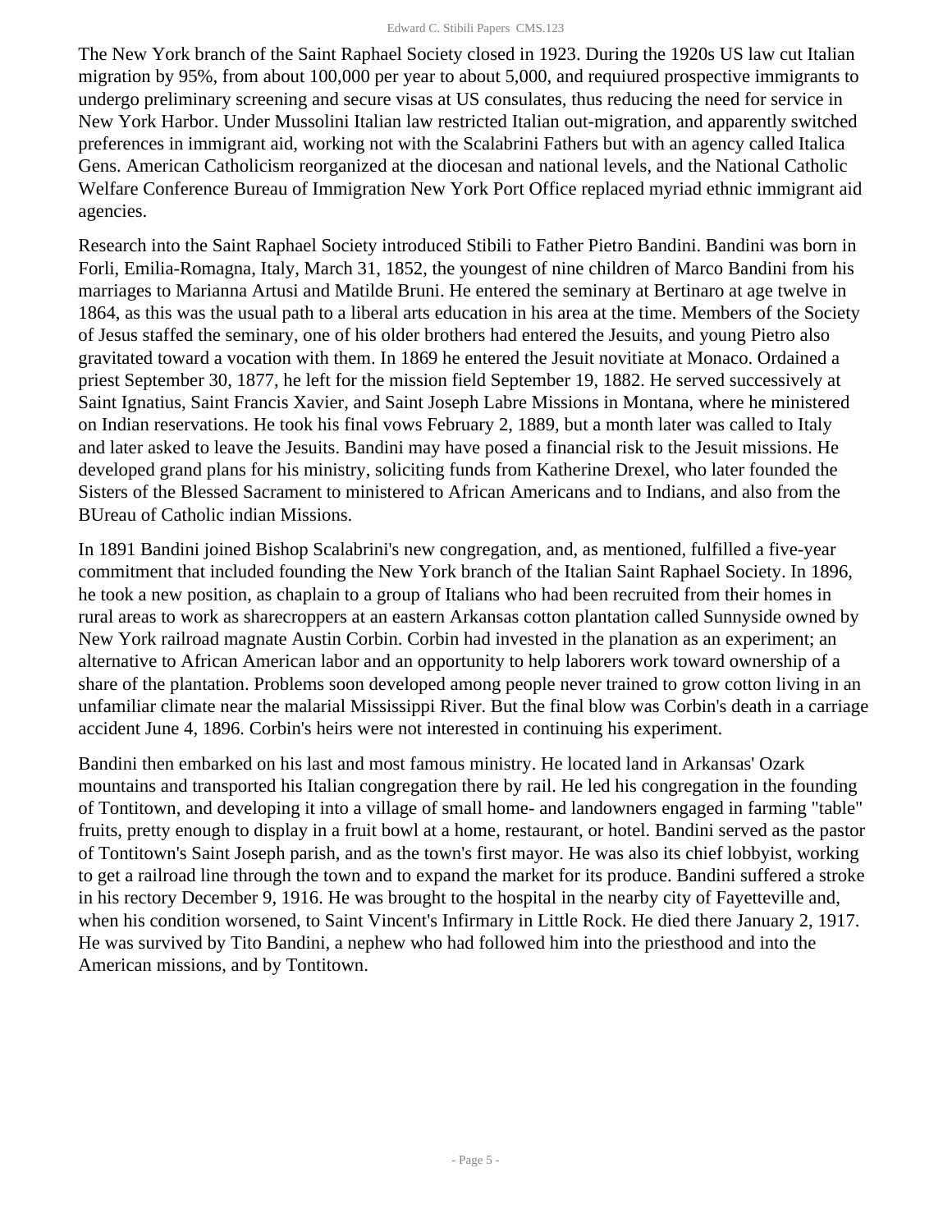The New York branch of the Saint Raphael Society closed in 1923. During the 1920s US law cut Italian migration by 95%, from about 100,000 per year to about 5,000, and requiured prospective immigrants to undergo preliminary screening and secure visas at US consulates, thus reducing the need for service in New York Harbor. Under Mussolini Italian law restricted Italian out-migration, and apparently switched preferences in immigrant aid, working not with the Scalabrini Fathers but with an agency called Italica Gens. American Catholicism reorganized at the diocesan and national levels, and the National Catholic Welfare Conference Bureau of Immigration New York Port Office replaced myriad ethnic immigrant aid agencies.

Research into the Saint Raphael Society introduced Stibili to Father Pietro Bandini. Bandini was born in Forli, Emilia-Romagna, Italy, March 31, 1852, the youngest of nine children of Marco Bandini from his marriages to Marianna Artusi and Matilde Bruni. He entered the seminary at Bertinaro at age twelve in 1864, as this was the usual path to a liberal arts education in his area at the time. Members of the Society of Jesus staffed the seminary, one of his older brothers had entered the Jesuits, and young Pietro also gravitated toward a vocation with them. In 1869 he entered the Jesuit novitiate at Monaco. Ordained a priest September 30, 1877, he left for the mission field September 19, 1882. He served successively at Saint Ignatius, Saint Francis Xavier, and Saint Joseph Labre Missions in Montana, where he ministered on Indian reservations. He took his final vows February 2, 1889, but a month later was called to Italy and later asked to leave the Jesuits. Bandini may have posed a financial risk to the Jesuit missions. He developed grand plans for his ministry, soliciting funds from Katherine Drexel, who later founded the Sisters of the Blessed Sacrament to ministered to African Americans and to Indians, and also from the BUreau of Catholic indian Missions.

In 1891 Bandini joined Bishop Scalabrini's new congregation, and, as mentioned, fulfilled a five-year commitment that included founding the New York branch of the Italian Saint Raphael Society. In 1896, he took a new position, as chaplain to a group of Italians who had been recruited from their homes in rural areas to work as sharecroppers at an eastern Arkansas cotton plantation called Sunnyside owned by New York railroad magnate Austin Corbin. Corbin had invested in the planation as an experiment; an alternative to African American labor and an opportunity to help laborers work toward ownership of a share of the plantation. Problems soon developed among people never trained to grow cotton living in an unfamiliar climate near the malarial Mississippi River. But the final blow was Corbin's death in a carriage accident June 4, 1896. Corbin's heirs were not interested in continuing his experiment.

Bandini then embarked on his last and most famous ministry. He located land in Arkansas' Ozark mountains and transported his Italian congregation there by rail. He led his congregation in the founding of Tontitown, and developing it into a village of small home- and landowners engaged in farming "table" fruits, pretty enough to display in a fruit bowl at a home, restaurant, or hotel. Bandini served as the pastor of Tontitown's Saint Joseph parish, and as the town's first mayor. He was also its chief lobbyist, working to get a railroad line through the town and to expand the market for its produce. Bandini suffered a stroke in his rectory December 9, 1916. He was brought to the hospital in the nearby city of Fayetteville and, when his condition worsened, to Saint Vincent's Infirmary in Little Rock. He died there January 2, 1917. He was survived by Tito Bandini, a nephew who had followed him into the priesthood and into the American missions, and by Tontitown.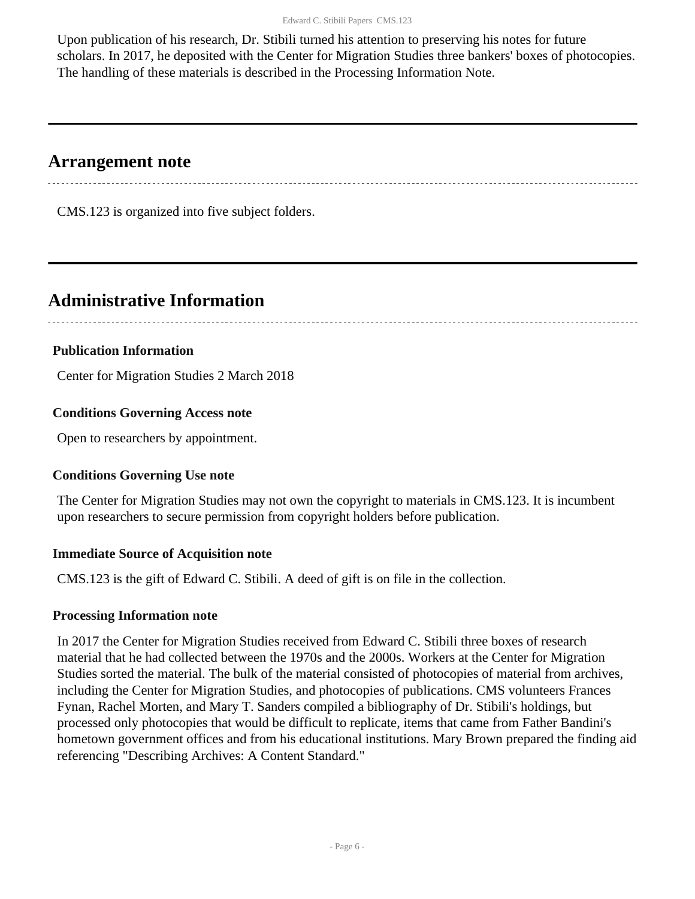Upon publication of his research, Dr. Stibili turned his attention to preserving his notes for future scholars. In 2017, he deposited with the Center for Migration Studies three bankers' boxes of photocopies. The handling of these materials is described in the Processing Information Note.

## Arrangement note

CMS.123 is organized into five subject folders.

## Administrative Information

### Publication Information

Center for Migration Studies 2 March 2018

### Conditions Governing Access note

Open to researchers by appointment.

### Conditions Governing Use note

The Center for Migration Studies may not own the copyright to materials in CMS.123. It is incumbent upon researchers to secure permission from copyright holders before publication.

### Immediate Source of Acquisition note

CMS.123 is the gift of Edward C. Stibili. A deed of gift is on file in the collection.

### Processing Information note

In 2017 the Center for Migration Studies received from Edward C. Stibili three boxes of research material that he had collected between the 1970s and the 2000s. Workers at the Center for Migration Studies sorted the material. The bulk of the material consisted of photocopies of material from archives, including the Center for Migration Studies, and photocopies of publications. CMS volunteers Frances Fynan, Rachel Morten, and Mary T. Sanders compiled a bibliography of Dr. Stibili's holdings, but processed only photocopies that would be difficult to replicate, items that came from Father Bandini's hometown government offices and from his educational institutions. Mary Brown prepared the finding aid referencing "Describing Archives: A Content Standard."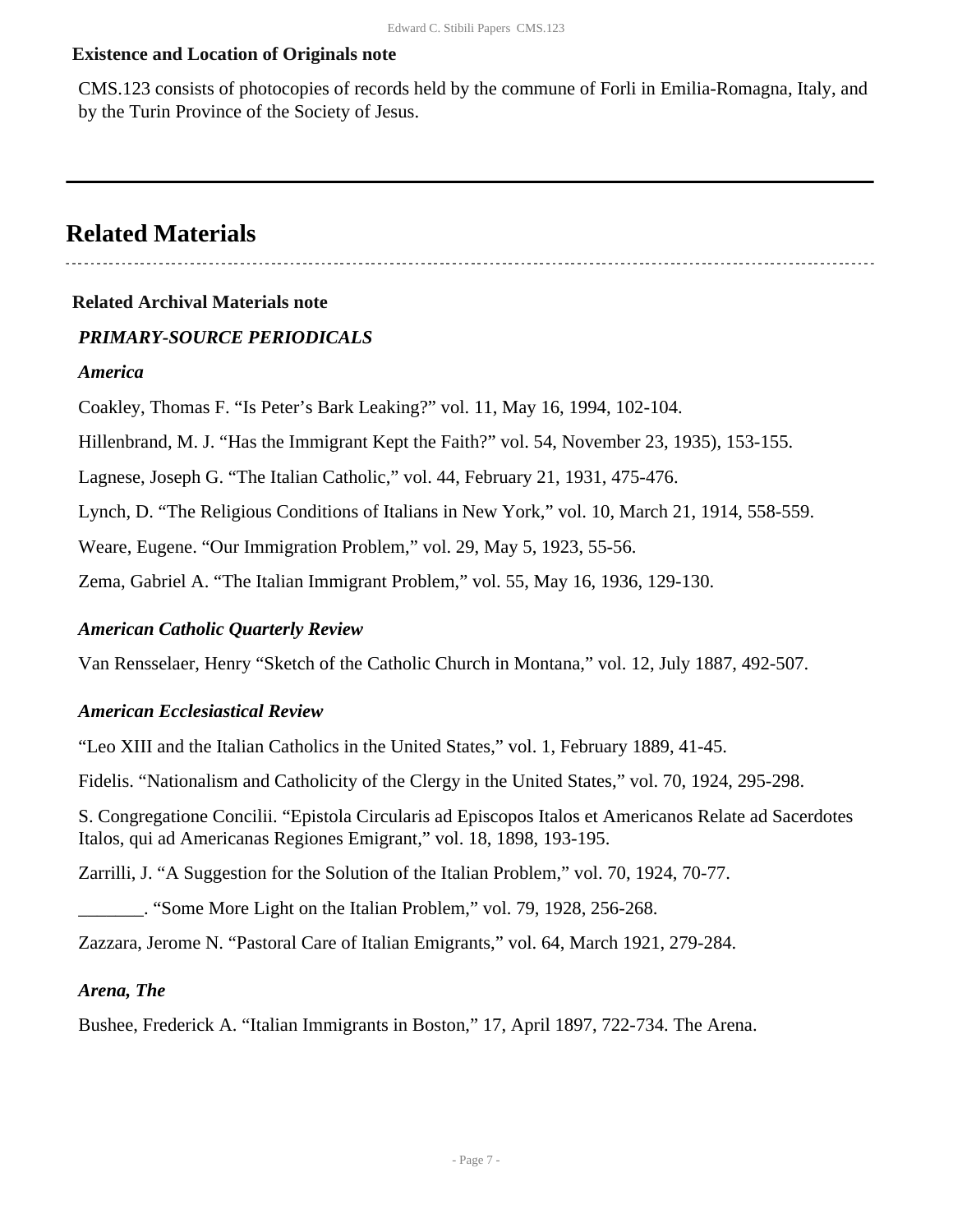**Existence and Location of Originals note**

CMS.123 consists of photocopies of records held by the commune of Forli in Emilia-Romagna, Italy, and by the Turin Province of the Society of Jesus.

## Related Materials

**Related Archival Materials note**

***PRIMARY-SOURCE PERIODICALS***

***America***

Coakley, Thomas F. “Is Peter’s Bark Leaking?” vol. 11, May 16, 1994, 102-104.

Hillenbrand, M. J. “Has the Immigrant Kept the Faith?” vol. 54, November 23, 1935), 153-155.

Lagnese, Joseph G. “The Italian Catholic,” vol. 44, February 21, 1931, 475-476.

Lynch, D. “The Religious Conditions of Italians in New York,” vol. 10, March 21, 1914, 558-559.

Weare, Eugene. “Our Immigration Problem,” vol. 29, May 5, 1923, 55-56.

Zema, Gabriel A. “The Italian Immigrant Problem,” vol. 55, May 16, 1936, 129-130.

***American Catholic Quarterly Review***

Van Rensselaer, Henry “Sketch of the Catholic Church in Montana,” vol. 12, July 1887, 492-507.

***American Ecclesiastical Review***

“Leo XIII and the Italian Catholics in the United States,” vol. 1, February 1889, 41-45.

Fidelis. “Nationalism and Catholicity of the Clergy in the United States,” vol. 70, 1924, 295-298.

S. Congregatione Concilii. “Epistola Circularis ad Episcopos Italos et Americanos Relate ad Sacerdotes Italos, qui ad Americanas Regiones Emigrant,” vol. 18, 1898, 193-195.

Zarrilli, J. “A Suggestion for the Solution of the Italian Problem,” vol. 70, 1924, 70-77.

_______. “Some More Light on the Italian Problem,” vol. 79, 1928, 256-268.

Zazzara, Jerome N. “Pastoral Care of Italian Emigrants,” vol. 64, March 1921, 279-284.

***Arena, The***

Bushee, Frederick A. “Italian Immigrants in Boston,” 17, April 1897, 722-734. The Arena.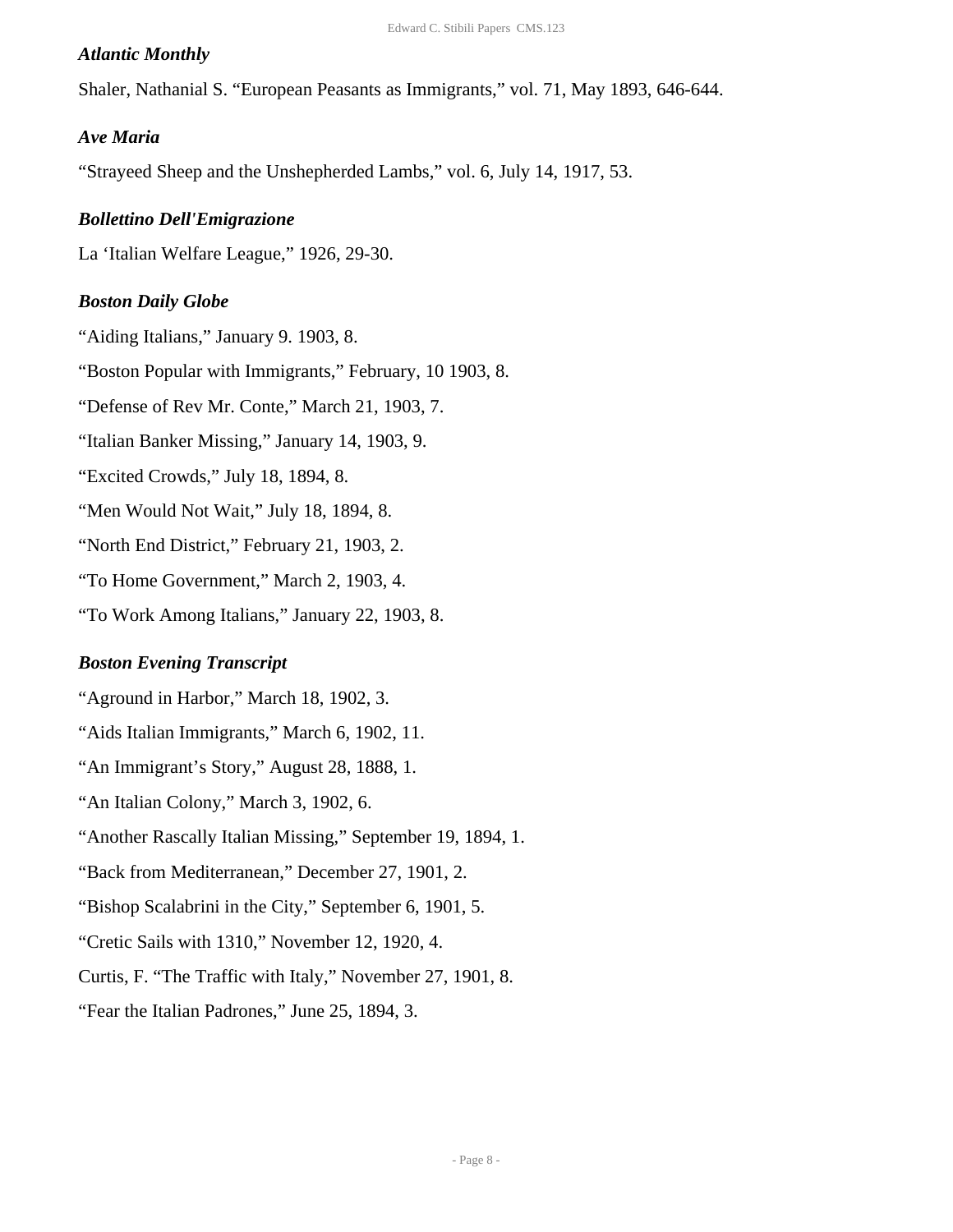### *Atlantic Monthly*

Shaler, Nathanial S. "European Peasants as Immigrants," vol. 71, May 1893, 646-644.

### *Ave Maria*

"Strayeed Sheep and the Unshepherded Lambs," vol. 6, July 14, 1917, 53.

### *Bollettino Dell'Emigrazione*

La 'Italian Welfare League," 1926, 29-30.

### *Boston Daily Globe*

"Aiding Italians," January 9. 1903, 8.

"Boston Popular with Immigrants," February, 10 1903, 8.

"Defense of Rev Mr. Conte," March 21, 1903, 7.

"Italian Banker Missing," January 14, 1903, 9.

"Excited Crowds," July 18, 1894, 8.

"Men Would Not Wait," July 18, 1894, 8.

"North End District," February 21, 1903, 2.

"To Home Government," March 2, 1903, 4.

"To Work Among Italians," January 22, 1903, 8.

### *Boston Evening Transcript*

"Aground in Harbor," March 18, 1902, 3.

"Aids Italian Immigrants," March 6, 1902, 11.

"An Immigrant's Story," August 28, 1888, 1.

"An Italian Colony," March 3, 1902, 6.

"Another Rascally Italian Missing," September 19, 1894, 1.

"Back from Mediterranean," December 27, 1901, 2.

"Bishop Scalabrini in the City," September 6, 1901, 5.

"Cretic Sails with 1310," November 12, 1920, 4.

Curtis, F. "The Traffic with Italy," November 27, 1901, 8.

"Fear the Italian Padrones," June 25, 1894, 3.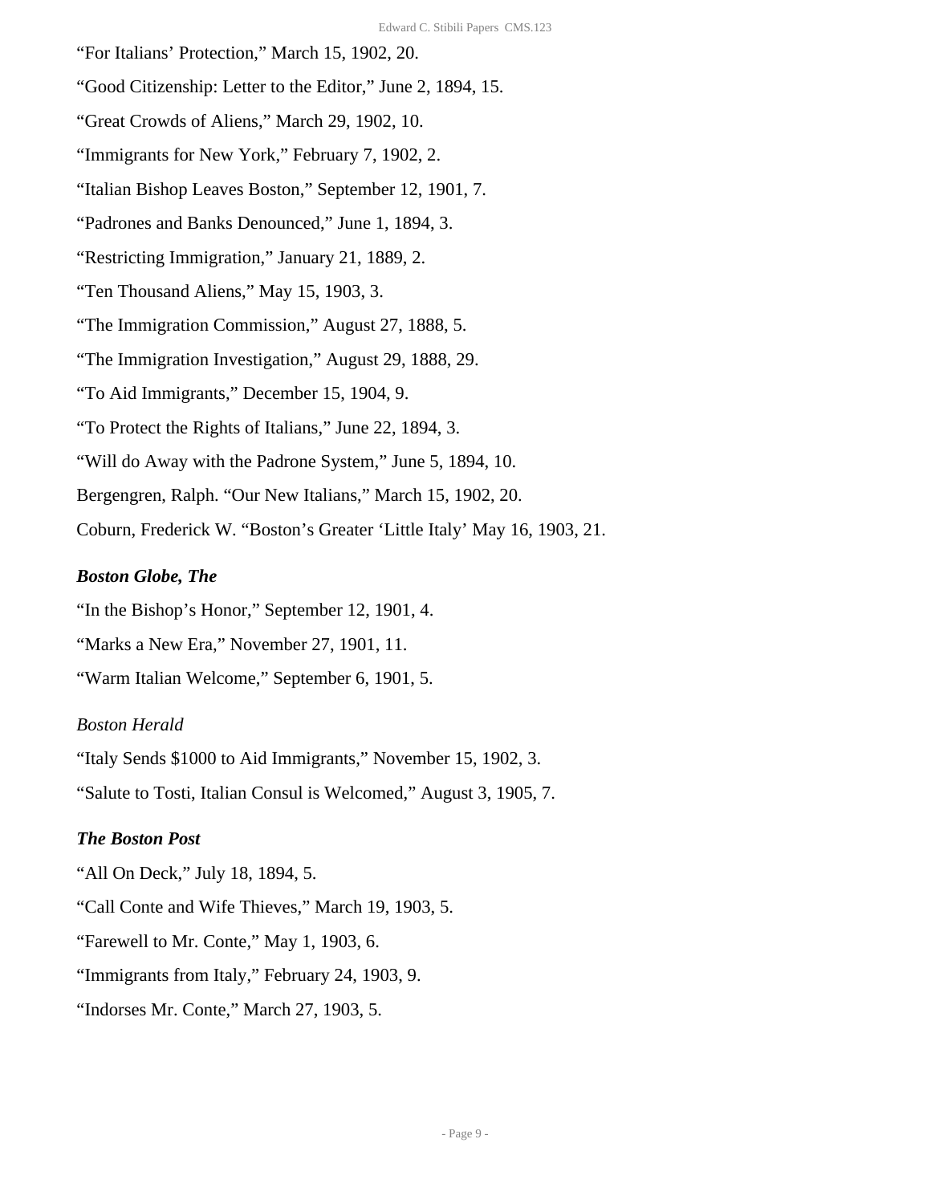"For Italians' Protection," March 15, 1902, 20.

"Good Citizenship: Letter to the Editor," June 2, 1894, 15.

"Great Crowds of Aliens," March 29, 1902, 10.

"Immigrants for New York," February 7, 1902, 2.

"Italian Bishop Leaves Boston," September 12, 1901, 7.

"Padrones and Banks Denounced," June 1, 1894, 3.

"Restricting Immigration," January 21, 1889, 2.

"Ten Thousand Aliens," May 15, 1903, 3.

"The Immigration Commission," August 27, 1888, 5.

"The Immigration Investigation," August 29, 1888, 29.

"To Aid Immigrants," December 15, 1904, 9.

"To Protect the Rights of Italians," June 22, 1894, 3.

"Will do Away with the Padrone System," June 5, 1894, 10.

Bergengren, Ralph. "Our New Italians," March 15, 1902, 20.

Coburn, Frederick W. "Boston's Greater 'Little Italy' May 16, 1903, 21.

***Boston Globe, The***

"In the Bishop's Honor," September 12, 1901, 4.

"Marks a New Era," November 27, 1901, 11.

"Warm Italian Welcome," September 6, 1901, 5.

*Boston Herald*

"Italy Sends $1000 to Aid Immigrants," November 15, 1902, 3.

"Salute to Tosti, Italian Consul is Welcomed," August 3, 1905, 7.

***The Boston Post***

"All On Deck," July 18, 1894, 5.

"Call Conte and Wife Thieves," March 19, 1903, 5.

"Farewell to Mr. Conte," May 1, 1903, 6.

"Immigrants from Italy," February 24, 1903, 9.

"Indorses Mr. Conte," March 27, 1903, 5.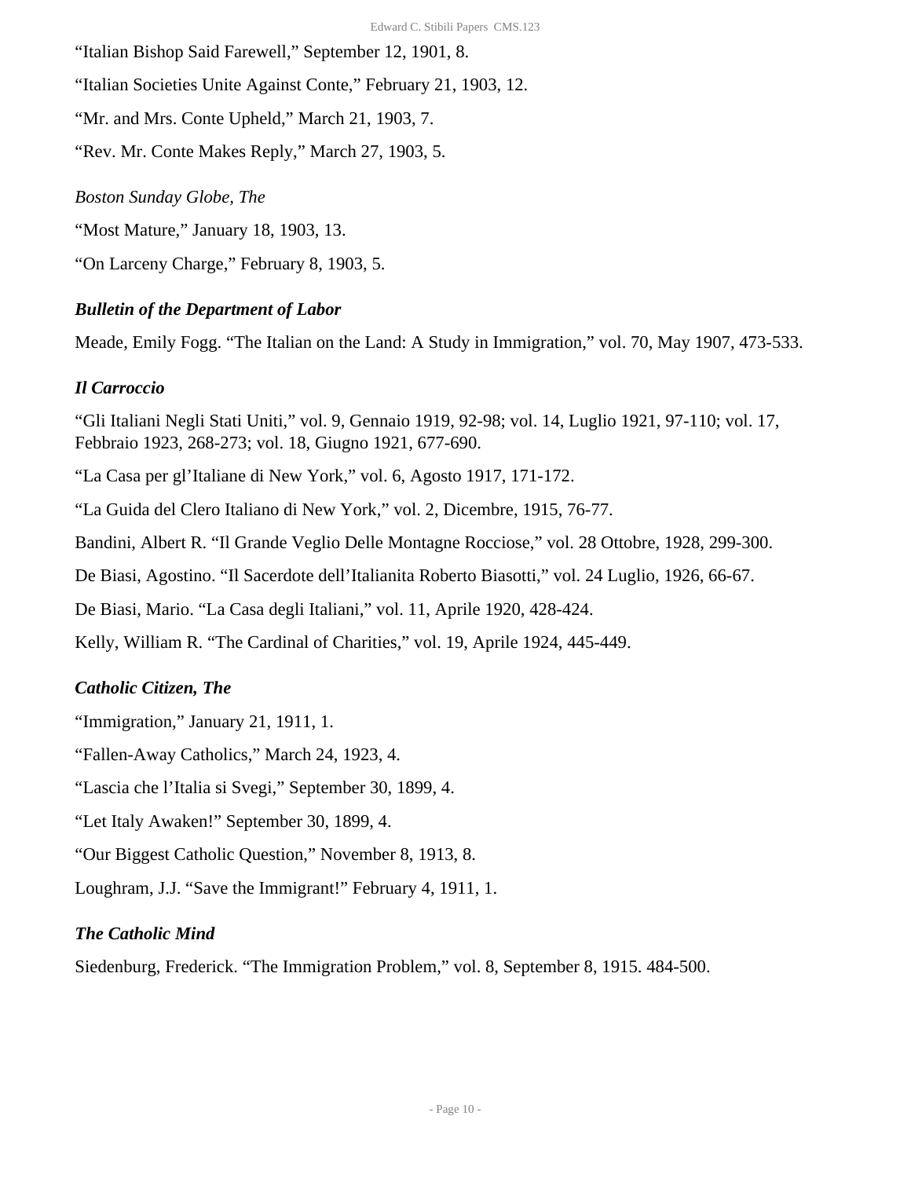“Italian Bishop Said Farewell,” September 12, 1901, 8.

“Italian Societies Unite Against Conte,” February 21, 1903, 12.

“Mr. and Mrs. Conte Upheld,” March 21, 1903, 7.

“Rev. Mr. Conte Makes Reply,” March 27, 1903, 5.

*Boston Sunday Globe, The*

“Most Mature,” January 18, 1903, 13.

“On Larceny Charge,” February 8, 1903, 5.

### *Bulletin of the Department of Labor*

Meade, Emily Fogg. “The Italian on the Land: A Study in Immigration,” vol. 70, May 1907, 473-533.

### *Il Carroccio*

“Gli Italiani Negli Stati Uniti,” vol. 9, Gennaio 1919, 92-98; vol. 14, Luglio 1921, 97-110; vol. 17, Febbraio 1923, 268-273; vol. 18, Giugno 1921, 677-690.

“La Casa per gl’Italiane di New York,” vol. 6, Agosto 1917, 171-172.

“La Guida del Clero Italiano di New York,” vol. 2, Dicembre, 1915, 76-77.

Bandini, Albert R. “Il Grande Veglio Delle Montagne Rocciose,” vol. 28 Ottobre, 1928, 299-300.

De Biasi, Agostino. “Il Sacerdote dell’Italianita Roberto Biasotti,” vol. 24 Luglio, 1926, 66-67.

De Biasi, Mario. “La Casa degli Italiani,” vol. 11, Aprile 1920, 428-424.

Kelly, William R. “The Cardinal of Charities,” vol. 19, Aprile 1924, 445-449.

### *Catholic Citizen, The*

“Immigration,” January 21, 1911, 1.

“Fallen-Away Catholics,” March 24, 1923, 4.

“Lascia che l’Italia si Svegi,” September 30, 1899, 4.

“Let Italy Awaken!” September 30, 1899, 4.

“Our Biggest Catholic Question,” November 8, 1913, 8.

Loughram, J.J. “Save the Immigrant!” February 4, 1911, 1.

### *The Catholic Mind*

Siedenburg, Frederick. “The Immigration Problem,” vol. 8, September 8, 1915. 484-500.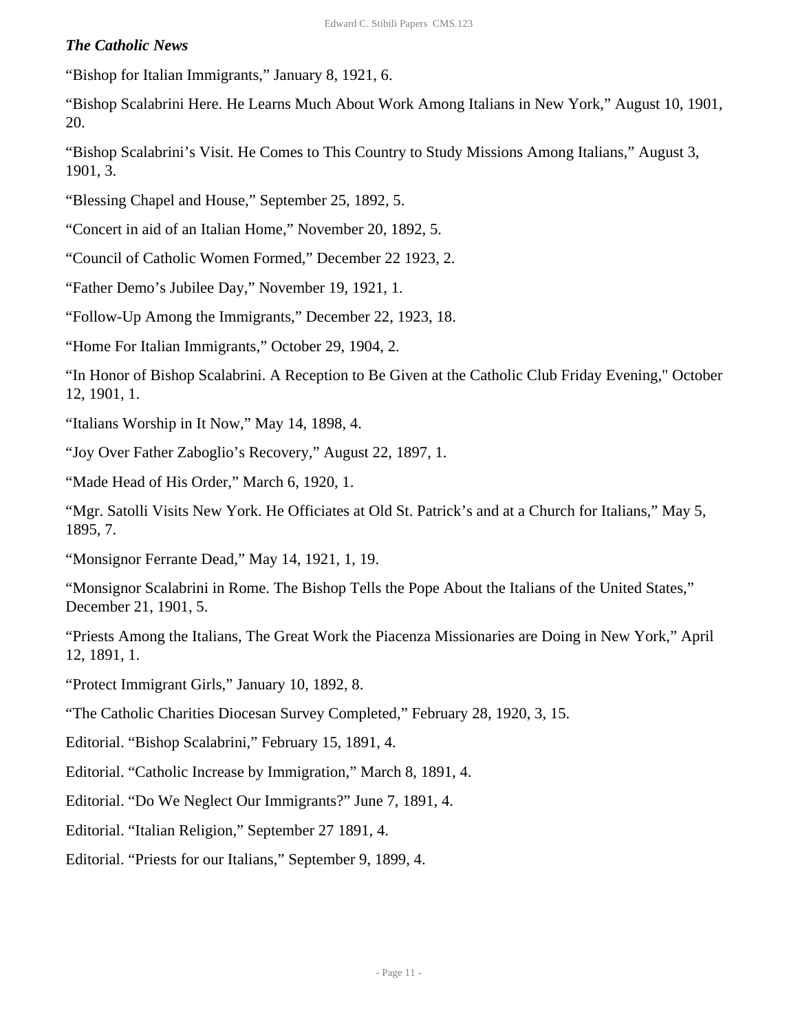***The Catholic News***

“Bishop for Italian Immigrants,” January 8, 1921, 6.

“Bishop Scalabrini Here. He Learns Much About Work Among Italians in New York,” August 10, 1901, 20.

“Bishop Scalabrini’s Visit. He Comes to This Country to Study Missions Among Italians,” August 3, 1901, 3.

“Blessing Chapel and House,” September 25, 1892, 5.

“Concert in aid of an Italian Home,” November 20, 1892, 5.

“Council of Catholic Women Formed,” December 22 1923, 2.

“Father Demo’s Jubilee Day,” November 19, 1921, 1.

“Follow-Up Among the Immigrants,” December 22, 1923, 18.

“Home For Italian Immigrants,” October 29, 1904, 2.

“In Honor of Bishop Scalabrini. A Reception to Be Given at the Catholic Club Friday Evening," October 12, 1901, 1.

“Italians Worship in It Now,” May 14, 1898, 4.

“Joy Over Father Zaboglio’s Recovery,” August 22, 1897, 1.

“Made Head of His Order,” March 6, 1920, 1.

“Mgr. Satolli Visits New York. He Officiates at Old St. Patrick’s and at a Church for Italians,” May 5, 1895, 7.

“Monsignor Ferrante Dead,” May 14, 1921, 1, 19.

“Monsignor Scalabrini in Rome. The Bishop Tells the Pope About the Italians of the United States,” December 21, 1901, 5.

“Priests Among the Italians, The Great Work the Piacenza Missionaries are Doing in New York,” April 12, 1891, 1.

“Protect Immigrant Girls,” January 10, 1892, 8.

“The Catholic Charities Diocesan Survey Completed,” February 28, 1920, 3, 15.

Editorial. “Bishop Scalabrini,” February 15, 1891, 4.

Editorial. “Catholic Increase by Immigration,” March 8, 1891, 4.

Editorial. “Do We Neglect Our Immigrants?” June 7, 1891, 4.

Editorial. “Italian Religion,” September 27 1891, 4.

Editorial. “Priests for our Italians,” September 9, 1899, 4.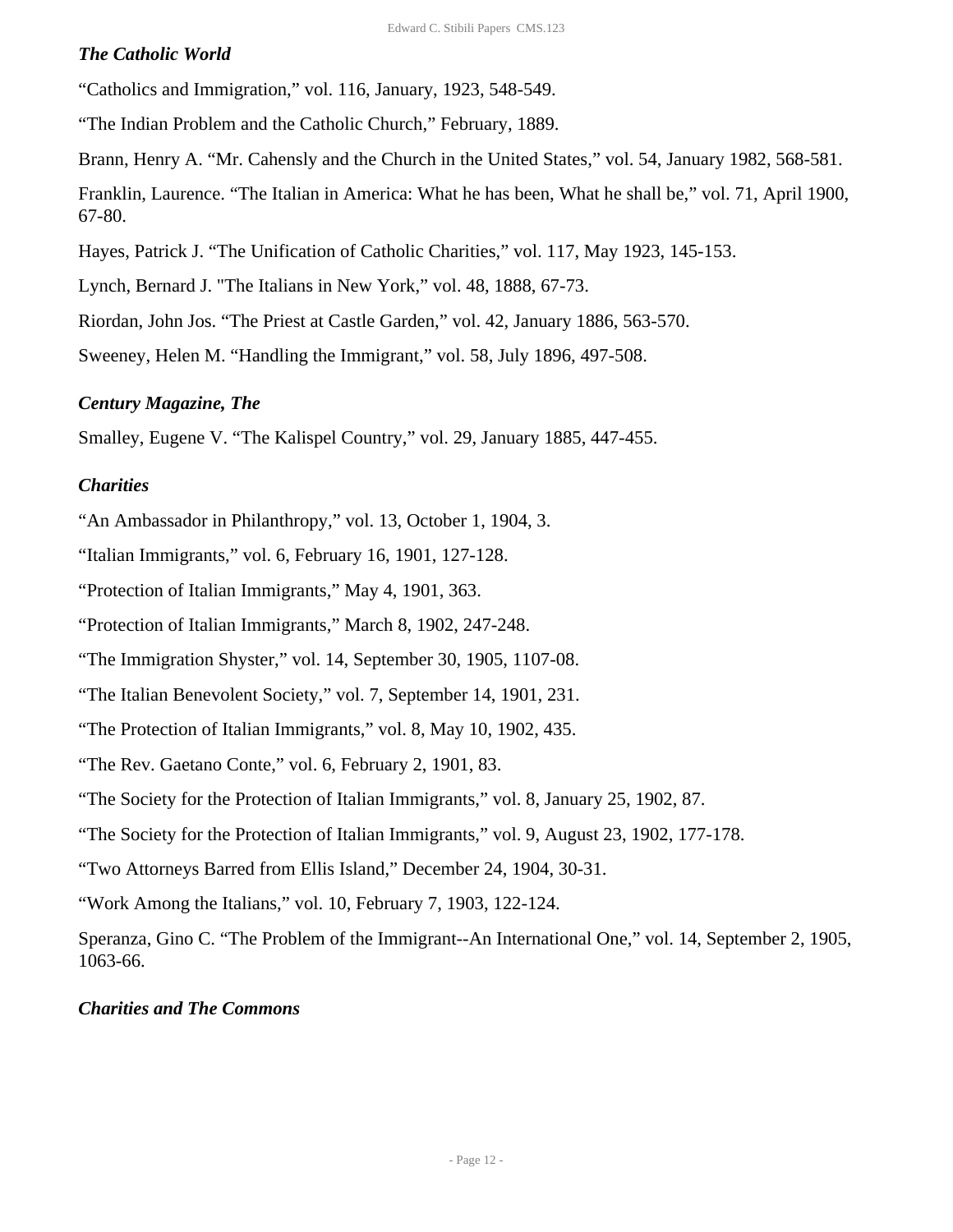### *The Catholic World*

“Catholics and Immigration,” vol. 116, January, 1923, 548-549.

“The Indian Problem and the Catholic Church,” February, 1889.

Brann, Henry A. “Mr. Cahensly and the Church in the United States,” vol. 54, January 1982, 568-581.

Franklin, Laurence. “The Italian in America: What he has been, What he shall be,” vol. 71, April 1900, 67-80.

Hayes, Patrick J. “The Unification of Catholic Charities,” vol. 117, May 1923, 145-153.

Lynch, Bernard J. "The Italians in New York,” vol. 48, 1888, 67-73.

Riordan, John Jos. “The Priest at Castle Garden,” vol. 42, January 1886, 563-570.

Sweeney, Helen M. “Handling the Immigrant,” vol. 58, July 1896, 497-508.

### *Century Magazine, The*

Smalley, Eugene V. “The Kalispel Country,” vol. 29, January 1885, 447-455.

### *Charities*

“An Ambassador in Philanthropy,” vol. 13, October 1, 1904, 3.

“Italian Immigrants,” vol. 6, February 16, 1901, 127-128.

“Protection of Italian Immigrants,” May 4, 1901, 363.

“Protection of Italian Immigrants,” March 8, 1902, 247-248.

“The Immigration Shyster,” vol. 14, September 30, 1905, 1107-08.

“The Italian Benevolent Society,” vol. 7, September 14, 1901, 231.

“The Protection of Italian Immigrants,” vol. 8, May 10, 1902, 435.

“The Rev. Gaetano Conte,” vol. 6, February 2, 1901, 83.

“The Society for the Protection of Italian Immigrants,” vol. 8, January 25, 1902, 87.

“The Society for the Protection of Italian Immigrants,” vol. 9, August 23, 1902, 177-178.

“Two Attorneys Barred from Ellis Island,” December 24, 1904, 30-31.

“Work Among the Italians,” vol. 10, February 7, 1903, 122-124.

Speranza, Gino C. “The Problem of the Immigrant--An International One,” vol. 14, September 2, 1905, 1063-66.

### *Charities and The Commons*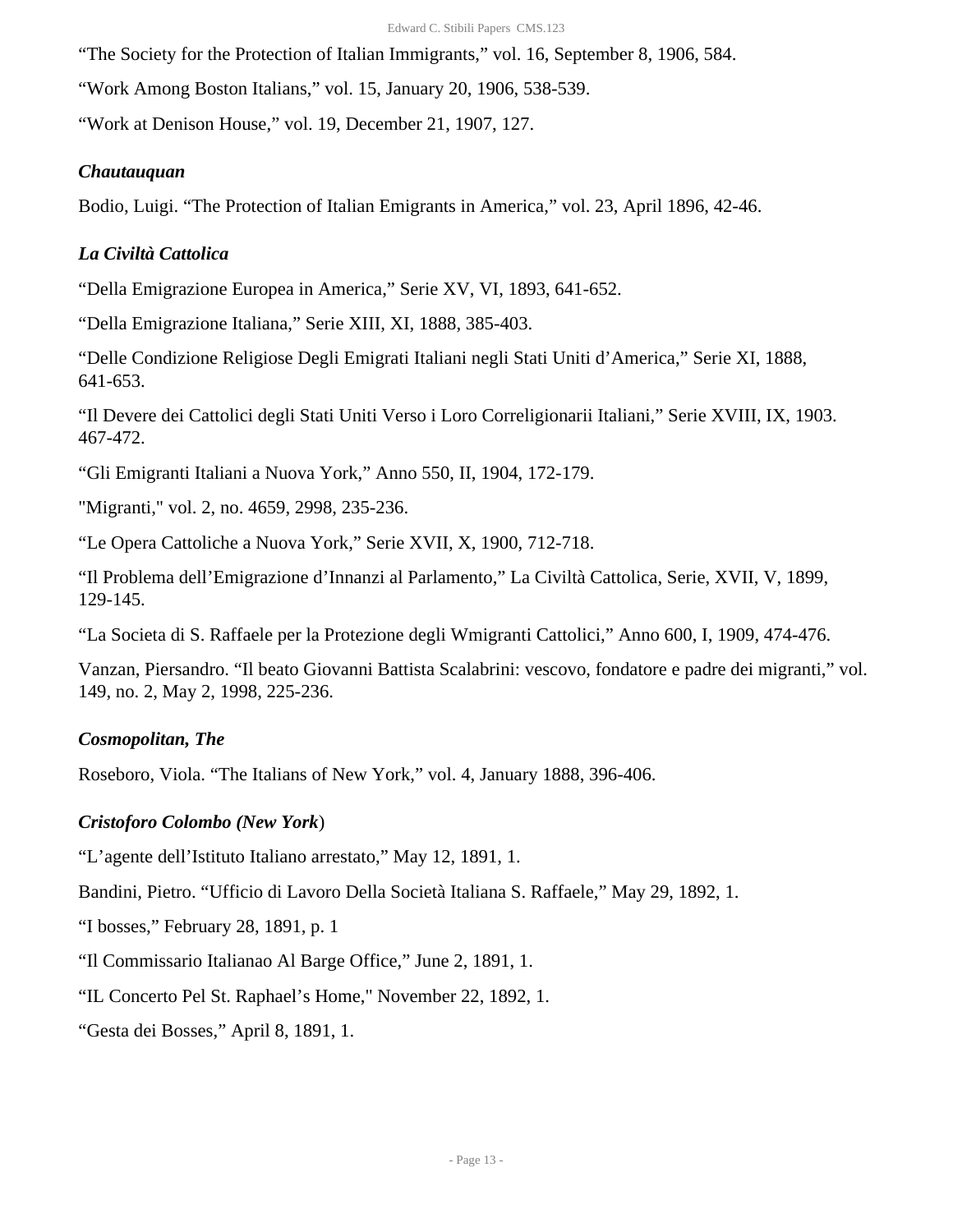“The Society for the Protection of Italian Immigrants,” vol. 16, September 8, 1906, 584.

“Work Among Boston Italians,” vol. 15, January 20, 1906, 538-539.

“Work at Denison House,” vol. 19, December 21, 1907, 127.

### *Chautauquan*

Bodio, Luigi. “The Protection of Italian Emigrants in America,” vol. 23, April 1896, 42-46.

### *La Civiltà Cattolica*

“Della Emigrazione Europea in America,” Serie XV, VI, 1893, 641-652.

“Della Emigrazione Italiana,” Serie XIII, XI, 1888, 385-403.

“Delle Condizione Religiose Degli Emigrati Italiani negli Stati Uniti d’America,” Serie XI, 1888, 641-653.

“Il Devere dei Cattolici degli Stati Uniti Verso i Loro Correligionarii Italiani,” Serie XVIII, IX, 1903. 467-472.

“Gli Emigranti Italiani a Nuova York,” Anno 550, II, 1904, 172-179.

"Migranti," vol. 2, no. 4659, 2998, 235-236.

“Le Opera Cattoliche a Nuova York,” Serie XVII, X, 1900, 712-718.

“Il Problema dell’Emigrazione d’Innanzi al Parlamento,” La Civiltà Cattolica, Serie, XVII, V, 1899, 129-145.

“La Societa di S. Raffaele per la Protezione degli Wmigranti Cattolici,” Anno 600, I, 1909, 474-476.

Vanzan, Piersandro. “Il beato Giovanni Battista Scalabrini: vescovo, fondatore e padre dei migranti,” vol. 149, no. 2, May 2, 1998, 225-236.

### *Cosmopolitan, The*

Roseboro, Viola. “The Italians of New York,” vol. 4, January 1888, 396-406.

### *Cristoforo Colombo (New York*)

“L’agente dell’Istituto Italiano arrestato,” May 12, 1891, 1.

Bandini, Pietro. “Ufficio di Lavoro Della Società Italiana S. Raffaele,” May 29, 1892, 1.

“I bosses,” February 28, 1891, p. 1

“Il Commissario Italianao Al Barge Office,” June 2, 1891, 1.

“IL Concerto Pel St. Raphael’s Home," November 22, 1892, 1.

“Gesta dei Bosses,” April 8, 1891, 1.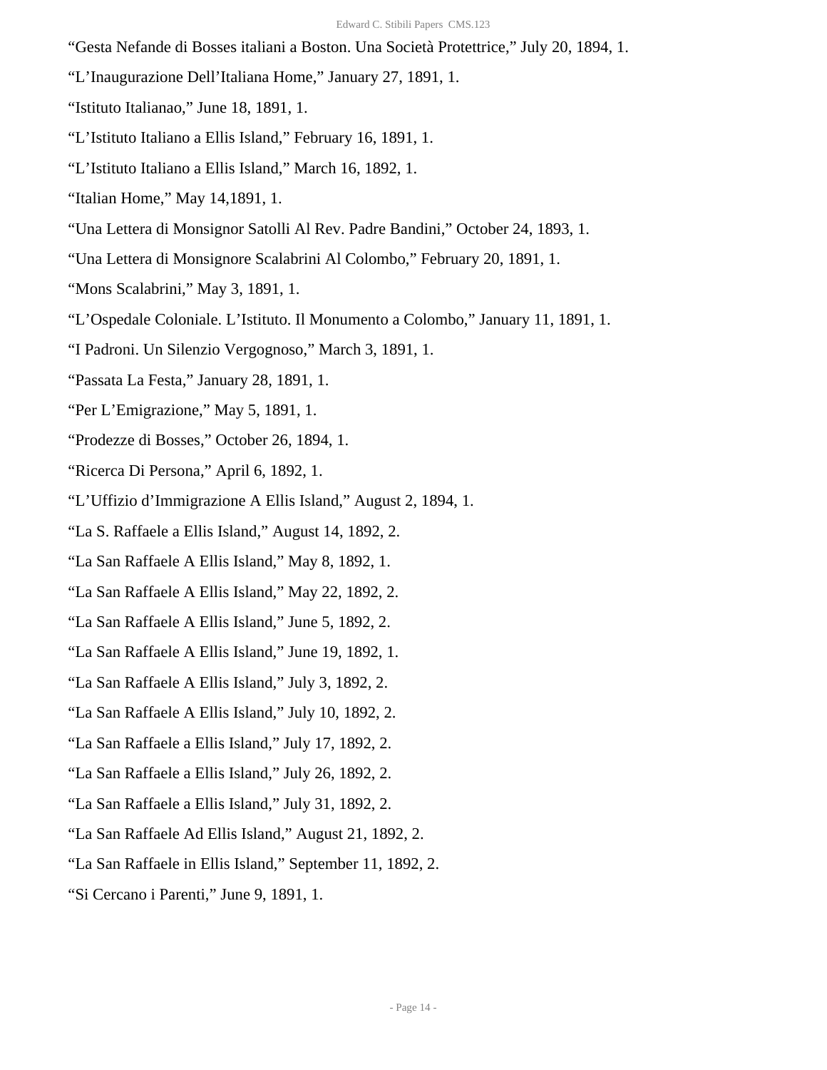“Gesta Nefande di Bosses italiani a Boston. Una Società Protettrice,” July 20, 1894, 1.

“L’Inaugurazione Dell’Italiana Home,” January 27, 1891, 1.

“Istituto Italianao,” June 18, 1891, 1.

“L’Istituto Italiano a Ellis Island,” February 16, 1891, 1.

“L’Istituto Italiano a Ellis Island,” March 16, 1892, 1.

“Italian Home,” May 14,1891, 1.

“Una Lettera di Monsignor Satolli Al Rev. Padre Bandini,” October 24, 1893, 1.

“Una Lettera di Monsignore Scalabrini Al Colombo,” February 20, 1891, 1.

“Mons Scalabrini,” May 3, 1891, 1.

“L’Ospedale Coloniale. L’Istituto. Il Monumento a Colombo,” January 11, 1891, 1.

“I Padroni. Un Silenzio Vergognoso,” March 3, 1891, 1.

“Passata La Festa,” January 28, 1891, 1.

“Per L’Emigrazione,” May 5, 1891, 1.

“Prodezze di Bosses,” October 26, 1894, 1.

“Ricerca Di Persona,” April 6, 1892, 1.

“L’Uffizio d’Immigrazione A Ellis Island,” August 2, 1894, 1.

“La S. Raffaele a Ellis Island,” August 14, 1892, 2.

“La San Raffaele A Ellis Island,” May 8, 1892, 1.

“La San Raffaele A Ellis Island,” May 22, 1892, 2.

“La San Raffaele A Ellis Island,” June 5, 1892, 2.

“La San Raffaele A Ellis Island,” June 19, 1892, 1.

“La San Raffaele A Ellis Island,” July 3, 1892, 2.

“La San Raffaele A Ellis Island,” July 10, 1892, 2.

“La San Raffaele a Ellis Island,” July 17, 1892, 2.

“La San Raffaele a Ellis Island,” July 26, 1892, 2.

“La San Raffaele a Ellis Island,” July 31, 1892, 2.

“La San Raffaele Ad Ellis Island,” August 21, 1892, 2.

“La San Raffaele in Ellis Island,” September 11, 1892, 2.

“Si Cercano i Parenti,” June 9, 1891, 1.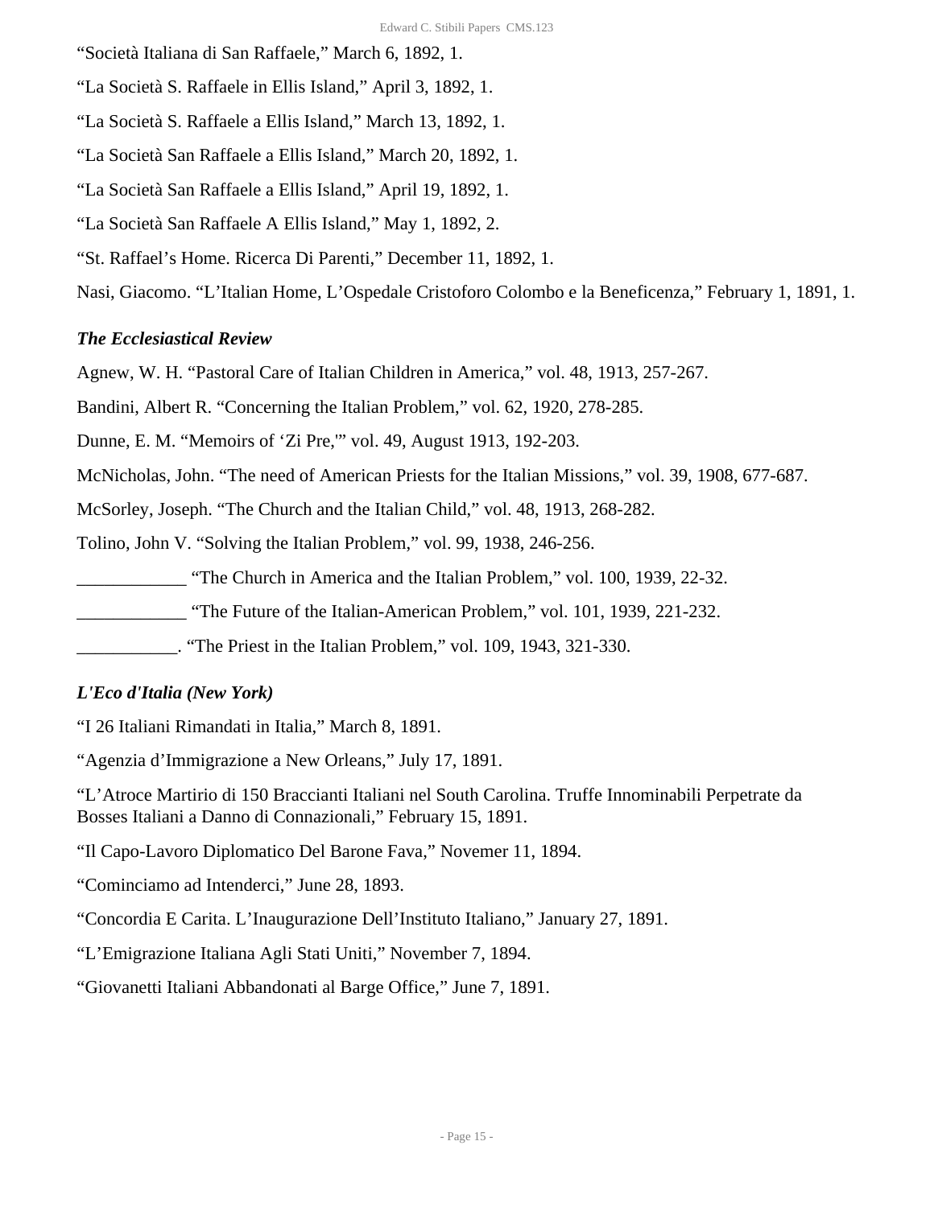“Società Italiana di San Raffaele,” March 6, 1892, 1.

“La Società S. Raffaele in Ellis Island,” April 3, 1892, 1.

“La Società S. Raffaele a Ellis Island,” March 13, 1892, 1.

“La Società San Raffaele a Ellis Island,” March 20, 1892, 1.

“La Società San Raffaele a Ellis Island,” April 19, 1892, 1.

“La Società San Raffaele A Ellis Island,” May 1, 1892, 2.

“St. Raffael’s Home. Ricerca Di Parenti,” December 11, 1892, 1.

Nasi, Giacomo. “L’Italian Home, L’Ospedale Cristoforo Colombo e la Beneficenza,” February 1, 1891, 1.

### *The Ecclesiastical Review*

Agnew, W. H. “Pastoral Care of Italian Children in America,” vol. 48, 1913, 257-267.

Bandini, Albert R. “Concerning the Italian Problem,” vol. 62, 1920, 278-285.

Dunne, E. M. “Memoirs of ‘Zi Pre,'” vol. 49, August 1913, 192-203.

McNicholas, John. “The need of American Priests for the Italian Missions,” vol. 39, 1908, 677-687.

McSorley, Joseph. “The Church and the Italian Child,” vol. 48, 1913, 268-282.

Tolino, John V. “Solving the Italian Problem,” vol. 99, 1938, 246-256.

____________ “The Church in America and the Italian Problem,” vol. 100, 1939, 22-32.

____________ “The Future of the Italian-American Problem,” vol. 101, 1939, 221-232.

___________. “The Priest in the Italian Problem,” vol. 109, 1943, 321-330.

### *L'Eco d'Italia (New York)*

“I 26 Italiani Rimandati in Italia,” March 8, 1891.

“Agenzia d’Immigrazione a New Orleans,” July 17, 1891.

“L’Atroce Martirio di 150 Braccianti Italiani nel South Carolina. Truffe Innominabili Perpetrate da Bosses Italiani a Danno di Connazionali,” February 15, 1891.

“Il Capo-Lavoro Diplomatico Del Barone Fava,” Novemer 11, 1894.

“Cominciamo ad Intenderci,” June 28, 1893.

“Concordia E Carita. L’Inaugurazione Dell’Instituto Italiano,” January 27, 1891.

“L’Emigrazione Italiana Agli Stati Uniti,” November 7, 1894.

“Giovanetti Italiani Abbandonati al Barge Office,” June 7, 1891.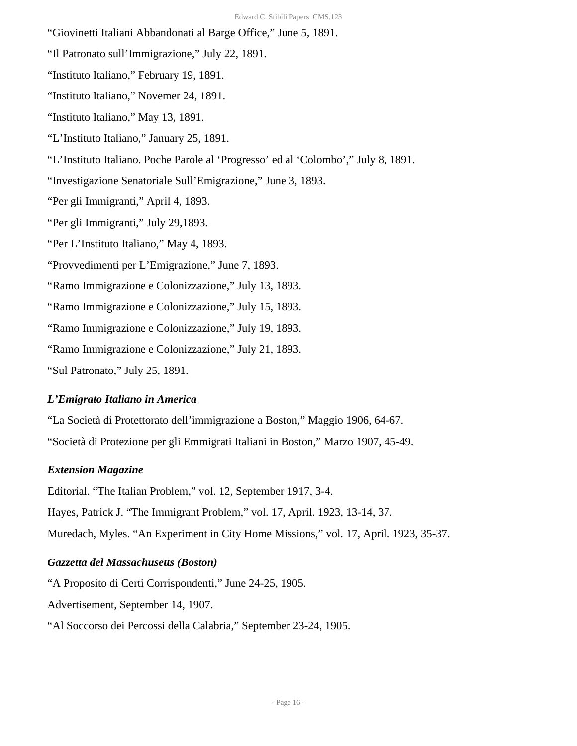“Giovinetti Italiani Abbandonati al Barge Office,” June 5, 1891.

“Il Patronato sull’Immigrazione,” July 22, 1891.

“Instituto Italiano,” February 19, 1891.

“Instituto Italiano,” Novemer 24, 1891.

“Instituto Italiano,” May 13, 1891.

“L’Instituto Italiano,” January 25, 1891.

“L’Instituto Italiano. Poche Parole al ‘Progresso’ ed al ‘Colombo’,” July 8, 1891.

“Investigazione Senatoriale Sull’Emigrazione,” June 3, 1893.

“Per gli Immigranti,” April 4, 1893.

“Per gli Immigranti,” July 29,1893.

“Per L’Instituto Italiano,” May 4, 1893.

“Provvedimenti per L’Emigrazione,” June 7, 1893.

“Ramo Immigrazione e Colonizzazione,” July 13, 1893.

“Ramo Immigrazione e Colonizzazione,” July 15, 1893.

“Ramo Immigrazione e Colonizzazione,” July 19, 1893.

“Ramo Immigrazione e Colonizzazione,” July 21, 1893.

“Sul Patronato,” July 25, 1891.

### *L’Emigrato Italiano in America*

“La Società di Protettorato dell’immigrazione a Boston,” Maggio 1906, 64-67.

“Società di Protezione per gli Emmigrati Italiani in Boston,” Marzo 1907, 45-49.

### *Extension Magazine*

Editorial. “The Italian Problem,” vol. 12, September 1917, 3-4.

Hayes, Patrick J. “The Immigrant Problem,” vol. 17, April. 1923, 13-14, 37.

Muredach, Myles. “An Experiment in City Home Missions,” vol. 17, April. 1923, 35-37.

### *Gazzetta del Massachusetts (Boston)*

“A Proposito di Certi Corrispondenti,” June 24-25, 1905.

Advertisement, September 14, 1907.

“Al Soccorso dei Percossi della Calabria,” September 23-24, 1905.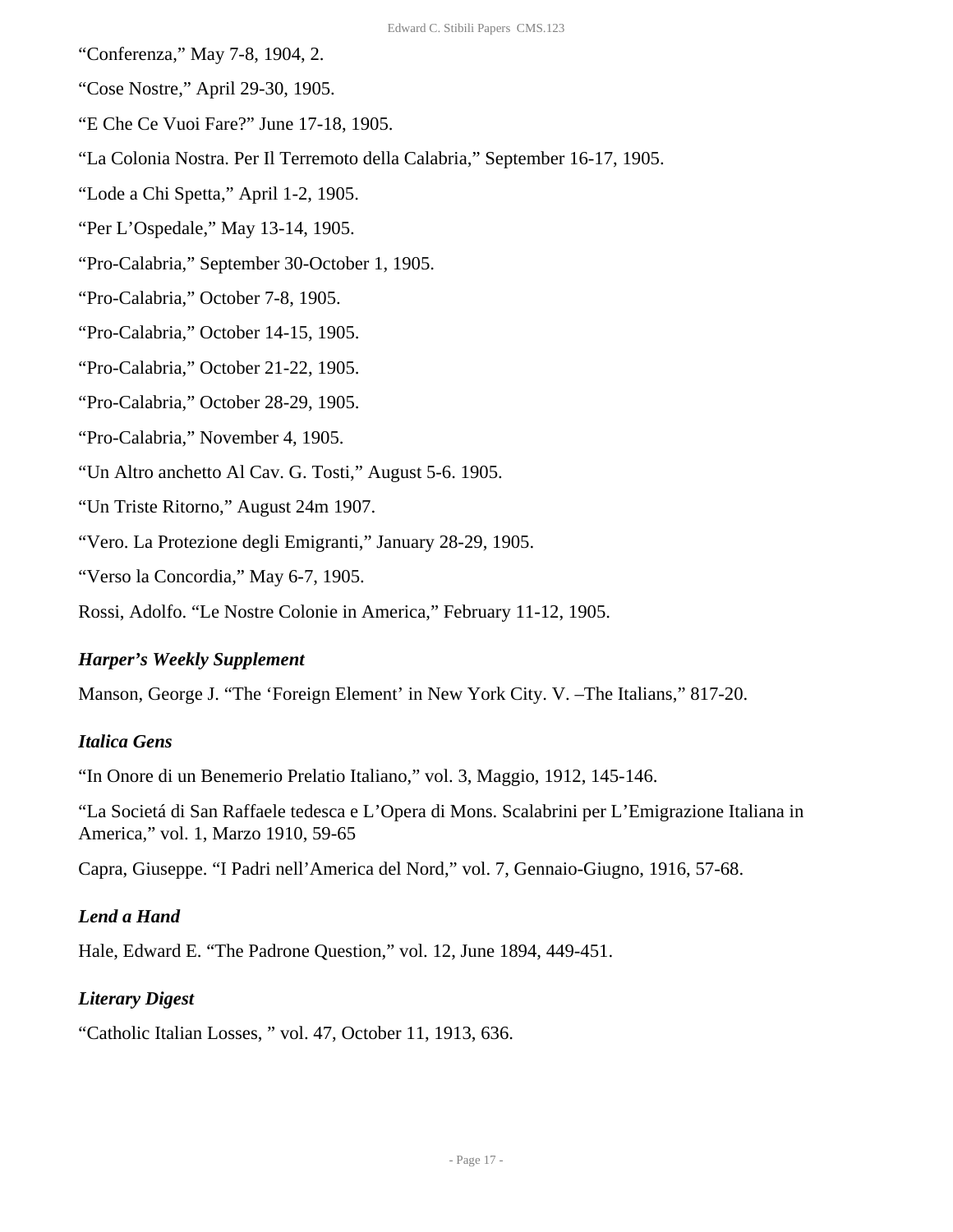"Conferenza," May 7-8, 1904, 2.

"Cose Nostre," April 29-30, 1905.

"E Che Ce Vuoi Fare?" June 17-18, 1905.

"La Colonia Nostra. Per Il Terremoto della Calabria," September 16-17, 1905.

"Lode a Chi Spetta," April 1-2, 1905.

"Per L'Ospedale," May 13-14, 1905.

"Pro-Calabria," September 30-October 1, 1905.

"Pro-Calabria," October 7-8, 1905.

"Pro-Calabria," October 14-15, 1905.

"Pro-Calabria," October 21-22, 1905.

"Pro-Calabria," October 28-29, 1905.

"Pro-Calabria," November 4, 1905.

"Un Altro anchetto Al Cav. G. Tosti," August 5-6. 1905.

"Un Triste Ritorno," August 24m 1907.

"Vero. La Protezione degli Emigranti," January 28-29, 1905.

"Verso la Concordia," May 6-7, 1905.

Rossi, Adolfo. "Le Nostre Colonie in America," February 11-12, 1905.

### *Harper's Weekly Supplement*

Manson, George J. "The 'Foreign Element' in New York City. V. –The Italians," 817-20.

### *Italica Gens*

"In Onore di un Benemerio Prelatio Italiano," vol. 3, Maggio, 1912, 145-146.

"La Societá di San Raffaele tedesca e L'Opera di Mons. Scalabrini per L'Emigrazione Italiana in America," vol. 1, Marzo 1910, 59-65

Capra, Giuseppe. "I Padri nell'America del Nord," vol. 7, Gennaio-Giugno, 1916, 57-68.

### *Lend a Hand*

Hale, Edward E. "The Padrone Question," vol. 12, June 1894, 449-451.

### *Literary Digest*

"Catholic Italian Losses, " vol. 47, October 11, 1913, 636.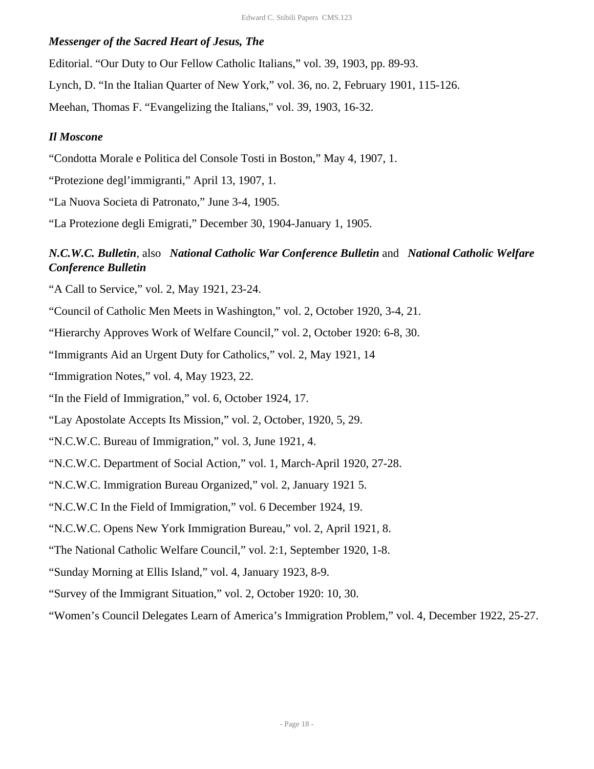### *Messenger of the Sacred Heart of Jesus, The*

Editorial. "Our Duty to Our Fellow Catholic Italians," vol. 39, 1903, pp. 89-93.

Lynch, D. "In the Italian Quarter of New York," vol. 36, no. 2, February 1901, 115-126.

Meehan, Thomas F. "Evangelizing the Italians," vol. 39, 1903, 16-32.

### *Il Moscone*

"Condotta Morale e Politica del Console Tosti in Boston," May 4, 1907, 1.

"Protezione degl'immigranti," April 13, 1907, 1.

"La Nuova Societa di Patronato," June 3-4, 1905.

"La Protezione degli Emigrati," December 30, 1904-January 1, 1905.

### *N.C.W.C. Bulletin*, also *National Catholic War Conference Bulletin* and *National Catholic Welfare Conference Bulletin*

"A Call to Service," vol. 2, May 1921, 23-24.

"Council of Catholic Men Meets in Washington," vol. 2, October 1920, 3-4, 21.

"Hierarchy Approves Work of Welfare Council," vol. 2, October 1920: 6-8, 30.

"Immigrants Aid an Urgent Duty for Catholics," vol. 2, May 1921, 14

"Immigration Notes," vol. 4, May 1923, 22.

"In the Field of Immigration," vol. 6, October 1924, 17.

"Lay Apostolate Accepts Its Mission," vol. 2, October, 1920, 5, 29.

"N.C.W.C. Bureau of Immigration," vol. 3, June 1921, 4.

"N.C.W.C. Department of Social Action," vol. 1, March-April 1920, 27-28.

"N.C.W.C. Immigration Bureau Organized," vol. 2, January 1921 5.

"N.C.W.C In the Field of Immigration," vol. 6 December 1924, 19.

"N.C.W.C. Opens New York Immigration Bureau," vol. 2, April 1921, 8.

"The National Catholic Welfare Council," vol. 2:1, September 1920, 1-8.

"Sunday Morning at Ellis Island," vol. 4, January 1923, 8-9.

"Survey of the Immigrant Situation," vol. 2, October 1920: 10, 30.

"Women's Council Delegates Learn of America's Immigration Problem," vol. 4, December 1922, 25-27.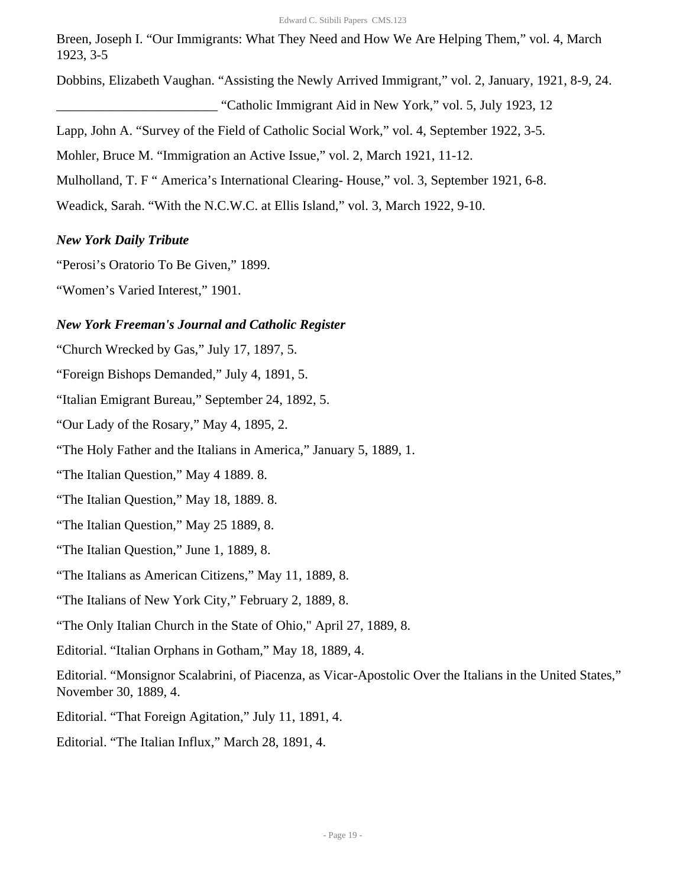Breen, Joseph I. “Our Immigrants: What They Need and How We Are Helping Them,” vol. 4, March 1923, 3-5

Dobbins, Elizabeth Vaughan. “Assisting the Newly Arrived Immigrant,” vol. 2, January, 1921, 8-9, 24.

________________________ “Catholic Immigrant Aid in New York,” vol. 5, July 1923, 12

Lapp, John A. “Survey of the Field of Catholic Social Work,” vol. 4, September 1922, 3-5.

Mohler, Bruce M. “Immigration an Active Issue,” vol. 2, March 1921, 11-12.

Mulholland, T. F “ America’s International Clearing- House,” vol. 3, September 1921, 6-8.

Weadick, Sarah. “With the N.C.W.C. at Ellis Island,” vol. 3, March 1922, 9-10.

### *New York Daily Tribute*

“Perosi’s Oratorio To Be Given,” 1899.

“Women’s Varied Interest,” 1901.

### *New York Freeman's Journal and Catholic Register*

“Church Wrecked by Gas,” July 17, 1897, 5.

“Foreign Bishops Demanded,” July 4, 1891, 5.

“Italian Emigrant Bureau,” September 24, 1892, 5.

“Our Lady of the Rosary,” May 4, 1895, 2.

“The Holy Father and the Italians in America,” January 5, 1889, 1.

“The Italian Question,” May 4 1889. 8.

“The Italian Question,” May 18, 1889. 8.

“The Italian Question,” May 25 1889, 8.

“The Italian Question,” June 1, 1889, 8.

“The Italians as American Citizens,” May 11, 1889, 8.

“The Italians of New York City,” February 2, 1889, 8.

“The Only Italian Church in the State of Ohio," April 27, 1889, 8.

Editorial. “Italian Orphans in Gotham,” May 18, 1889, 4.

Editorial. “Monsignor Scalabrini, of Piacenza, as Vicar-Apostolic Over the Italians in the United States,” November 30, 1889, 4.

Editorial. “That Foreign Agitation,” July 11, 1891, 4.

Editorial. “The Italian Influx,” March 28, 1891, 4.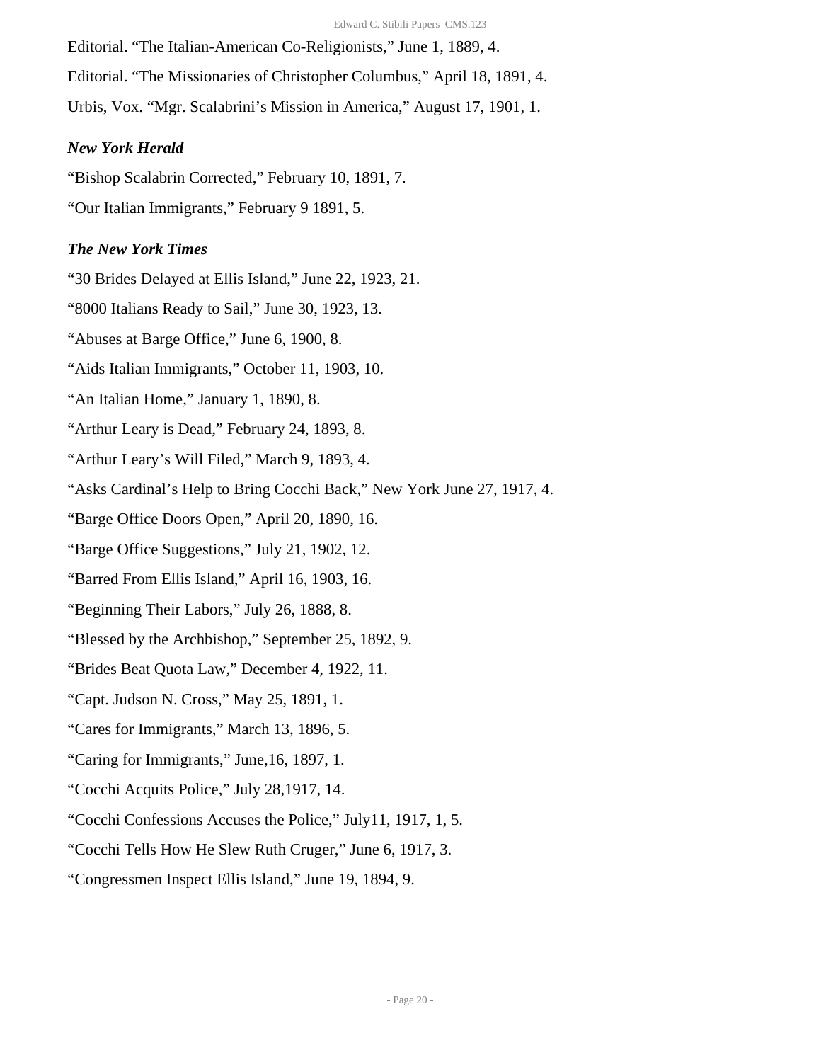Editorial. "The Italian-American Co-Religionists," June 1, 1889, 4.

Editorial. "The Missionaries of Christopher Columbus," April 18, 1891, 4.

Urbis, Vox. "Mgr. Scalabrini's Mission in America," August 17, 1901, 1.

### *New York Herald*

"Bishop Scalabrin Corrected," February 10, 1891, 7.

"Our Italian Immigrants," February 9 1891, 5.

### *The New York Times*

"30 Brides Delayed at Ellis Island," June 22, 1923, 21.

"8000 Italians Ready to Sail," June 30, 1923, 13.

"Abuses at Barge Office," June 6, 1900, 8.

"Aids Italian Immigrants," October 11, 1903, 10.

"An Italian Home," January 1, 1890, 8.

"Arthur Leary is Dead," February 24, 1893, 8.

"Arthur Leary's Will Filed," March 9, 1893, 4.

"Asks Cardinal's Help to Bring Cocchi Back," New York June 27, 1917, 4.

"Barge Office Doors Open," April 20, 1890, 16.

"Barge Office Suggestions," July 21, 1902, 12.

"Barred From Ellis Island," April 16, 1903, 16.

"Beginning Their Labors," July 26, 1888, 8.

"Blessed by the Archbishop," September 25, 1892, 9.

"Brides Beat Quota Law," December 4, 1922, 11.

"Capt. Judson N. Cross," May 25, 1891, 1.

"Cares for Immigrants," March 13, 1896, 5.

"Caring for Immigrants," June,16, 1897, 1.

"Cocchi Acquits Police," July 28,1917, 14.

"Cocchi Confessions Accuses the Police," July11, 1917, 1, 5.

"Cocchi Tells How He Slew Ruth Cruger," June 6, 1917, 3.

"Congressmen Inspect Ellis Island," June 19, 1894, 9.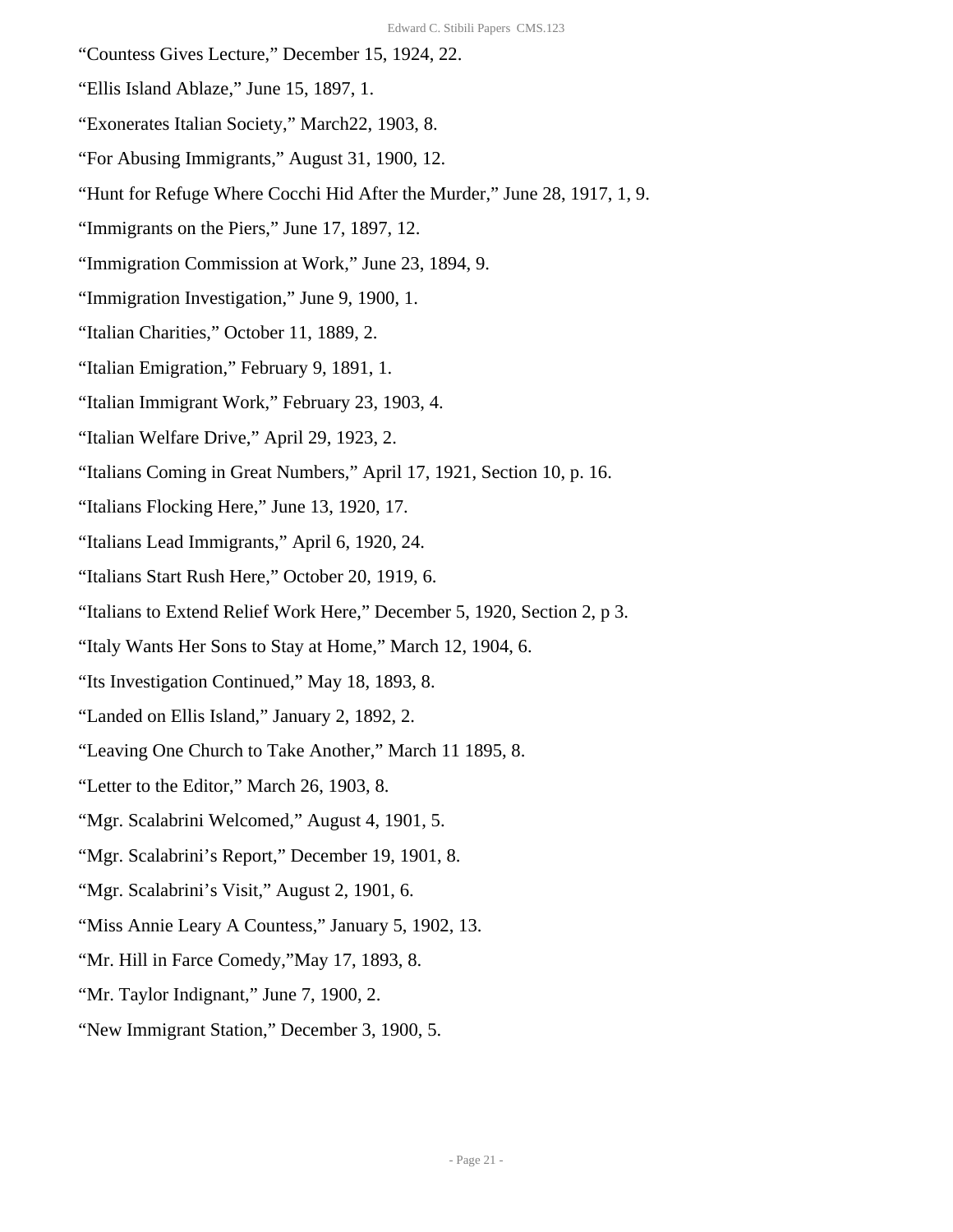“Countess Gives Lecture,” December 15, 1924, 22.

“Ellis Island Ablaze,” June 15, 1897, 1.

“Exonerates Italian Society,” March22, 1903, 8.

“For Abusing Immigrants,” August 31, 1900, 12.

“Hunt for Refuge Where Cocchi Hid After the Murder,” June 28, 1917, 1, 9.

“Immigrants on the Piers,” June 17, 1897, 12.

“Immigration Commission at Work,” June 23, 1894, 9.

“Immigration Investigation,” June 9, 1900, 1.

“Italian Charities,” October 11, 1889, 2.

“Italian Emigration,” February 9, 1891, 1.

“Italian Immigrant Work,” February 23, 1903, 4.

“Italian Welfare Drive,” April 29, 1923, 2.

“Italians Coming in Great Numbers,” April 17, 1921, Section 10, p. 16.

“Italians Flocking Here,” June 13, 1920, 17.

“Italians Lead Immigrants,” April 6, 1920, 24.

“Italians Start Rush Here,” October 20, 1919, 6.

“Italians to Extend Relief Work Here,” December 5, 1920, Section 2, p 3.

“Italy Wants Her Sons to Stay at Home,” March 12, 1904, 6.

“Its Investigation Continued,” May 18, 1893, 8.

“Landed on Ellis Island,” January 2, 1892, 2.

“Leaving One Church to Take Another,” March 11 1895, 8.

“Letter to the Editor,” March 26, 1903, 8.

“Mgr. Scalabrini Welcomed,” August 4, 1901, 5.

“Mgr. Scalabrini’s Report,” December 19, 1901, 8.

“Mgr. Scalabrini’s Visit,” August 2, 1901, 6.

“Miss Annie Leary A Countess,” January 5, 1902, 13.

“Mr. Hill in Farce Comedy,”May 17, 1893, 8.

“Mr. Taylor Indignant,” June 7, 1900, 2.

“New Immigrant Station,” December 3, 1900, 5.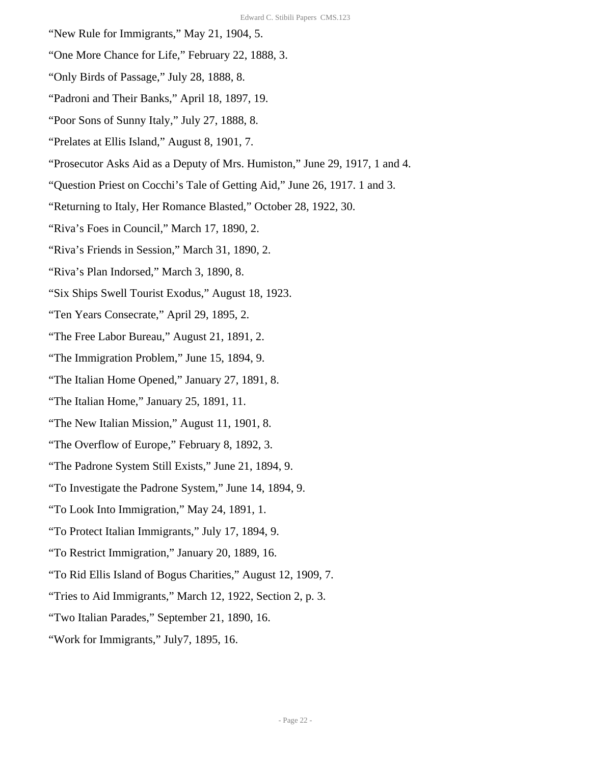“New Rule for Immigrants,” May 21, 1904, 5.

“One More Chance for Life,” February 22, 1888, 3.

“Only Birds of Passage,” July 28, 1888, 8.

“Padroni and Their Banks,” April 18, 1897, 19.

“Poor Sons of Sunny Italy,” July 27, 1888, 8.

“Prelates at Ellis Island,” August 8, 1901, 7.

“Prosecutor Asks Aid as a Deputy of Mrs. Humiston,” June 29, 1917, 1 and 4.

“Question Priest on Cocchi’s Tale of Getting Aid,” June 26, 1917. 1 and 3.

“Returning to Italy, Her Romance Blasted,” October 28, 1922, 30.

“Riva’s Foes in Council,” March 17, 1890, 2.

“Riva’s Friends in Session,” March 31, 1890, 2.

“Riva’s Plan Indorsed,” March 3, 1890, 8.

“Six Ships Swell Tourist Exodus,” August 18, 1923.

“Ten Years Consecrate,” April 29, 1895, 2.

“The Free Labor Bureau,” August 21, 1891, 2.

“The Immigration Problem,” June 15, 1894, 9.

“The Italian Home Opened,” January 27, 1891, 8.

“The Italian Home,” January 25, 1891, 11.

“The New Italian Mission,” August 11, 1901, 8.

“The Overflow of Europe,” February 8, 1892, 3.

“The Padrone System Still Exists,” June 21, 1894, 9.

“To Investigate the Padrone System,” June 14, 1894, 9.

“To Look Into Immigration,” May 24, 1891, 1.

“To Protect Italian Immigrants,” July 17, 1894, 9.

“To Restrict Immigration,” January 20, 1889, 16.

“To Rid Ellis Island of Bogus Charities,” August 12, 1909, 7.

“Tries to Aid Immigrants,” March 12, 1922, Section 2, p. 3.

“Two Italian Parades,” September 21, 1890, 16.

“Work for Immigrants,” July7, 1895, 16.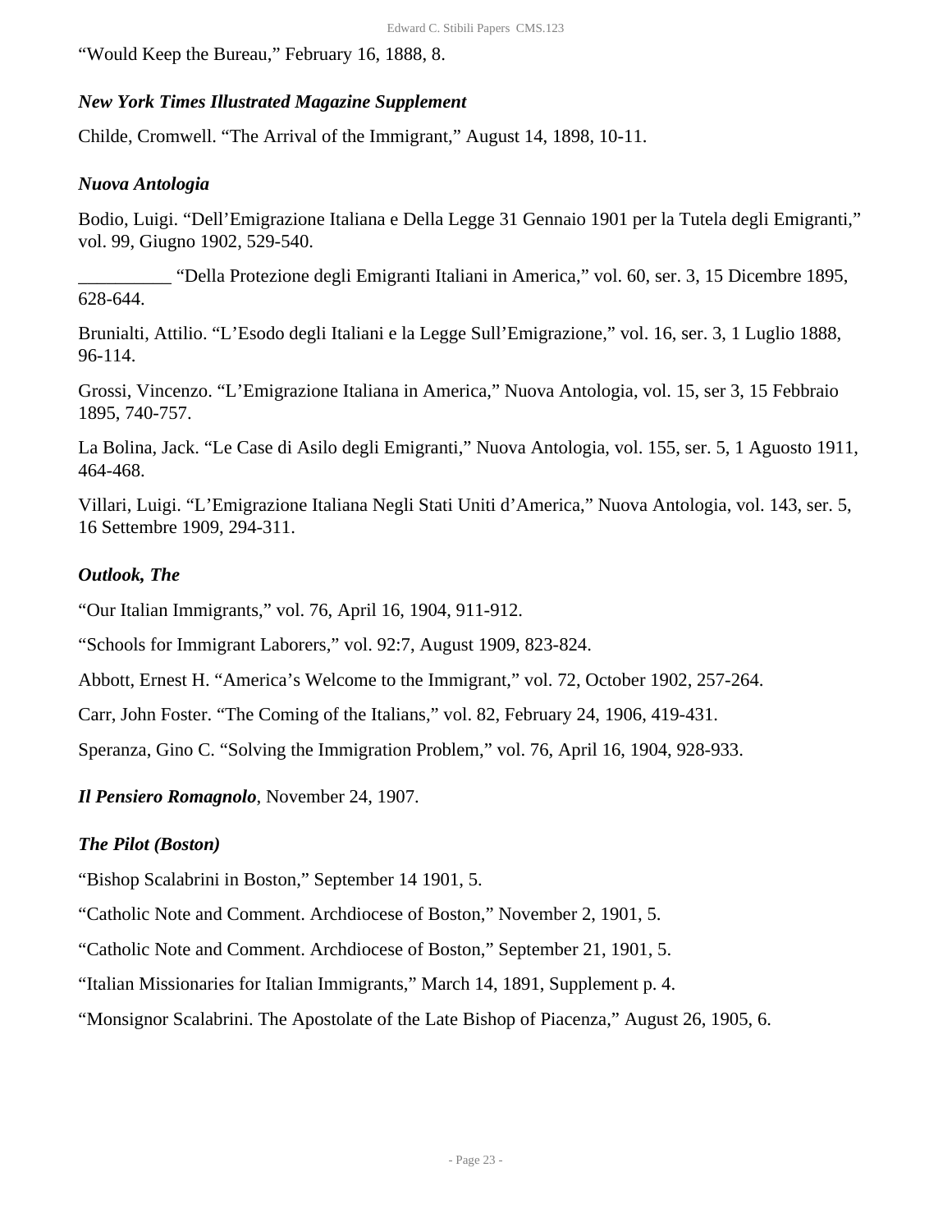“Would Keep the Bureau,” February 16, 1888, 8.

***New York Times Illustrated Magazine Supplement***

Childe, Cromwell. “The Arrival of the Immigrant,” August 14, 1898, 10-11.

***Nuova Antologia***

Bodio, Luigi. “Dell’Emigrazione Italiana e Della Legge 31 Gennaio 1901 per la Tutela degli Emigranti,” vol. 99, Giugno 1902, 529-540.

__________ “Della Protezione degli Emigranti Italiani in America,” vol. 60, ser. 3, 15 Dicembre 1895, 628-644.

Brunialti, Attilio. “L’Esodo degli Italiani e la Legge Sull’Emigrazione,” vol. 16, ser. 3, 1 Luglio 1888, 96-114.

Grossi, Vincenzo. “L’Emigrazione Italiana in America,” Nuova Antologia, vol. 15, ser 3, 15 Febbraio 1895, 740-757.

La Bolina, Jack. “Le Case di Asilo degli Emigranti,” Nuova Antologia, vol. 155, ser. 5, 1 Aguosto 1911, 464-468.

Villari, Luigi. “L’Emigrazione Italiana Negli Stati Uniti d’America,” Nuova Antologia, vol. 143, ser. 5, 16 Settembre 1909, 294-311.

***Outlook, The***

“Our Italian Immigrants,” vol. 76, April 16, 1904, 911-912.

“Schools for Immigrant Laborers,” vol. 92:7, August 1909, 823-824.

Abbott, Ernest H. “America’s Welcome to the Immigrant,” vol. 72, October 1902, 257-264.

Carr, John Foster. “The Coming of the Italians,” vol. 82, February 24, 1906, 419-431.

Speranza, Gino C. “Solving the Immigration Problem,” vol. 76, April 16, 1904, 928-933.

***Il Pensiero Romagnolo***, November 24, 1907.

***The Pilot (Boston)***

“Bishop Scalabrini in Boston,” September 14 1901, 5.

“Catholic Note and Comment. Archdiocese of Boston,” November 2, 1901, 5.

“Catholic Note and Comment. Archdiocese of Boston,” September 21, 1901, 5.

“Italian Missionaries for Italian Immigrants,” March 14, 1891, Supplement p. 4.

“Monsignor Scalabrini. The Apostolate of the Late Bishop of Piacenza,” August 26, 1905, 6.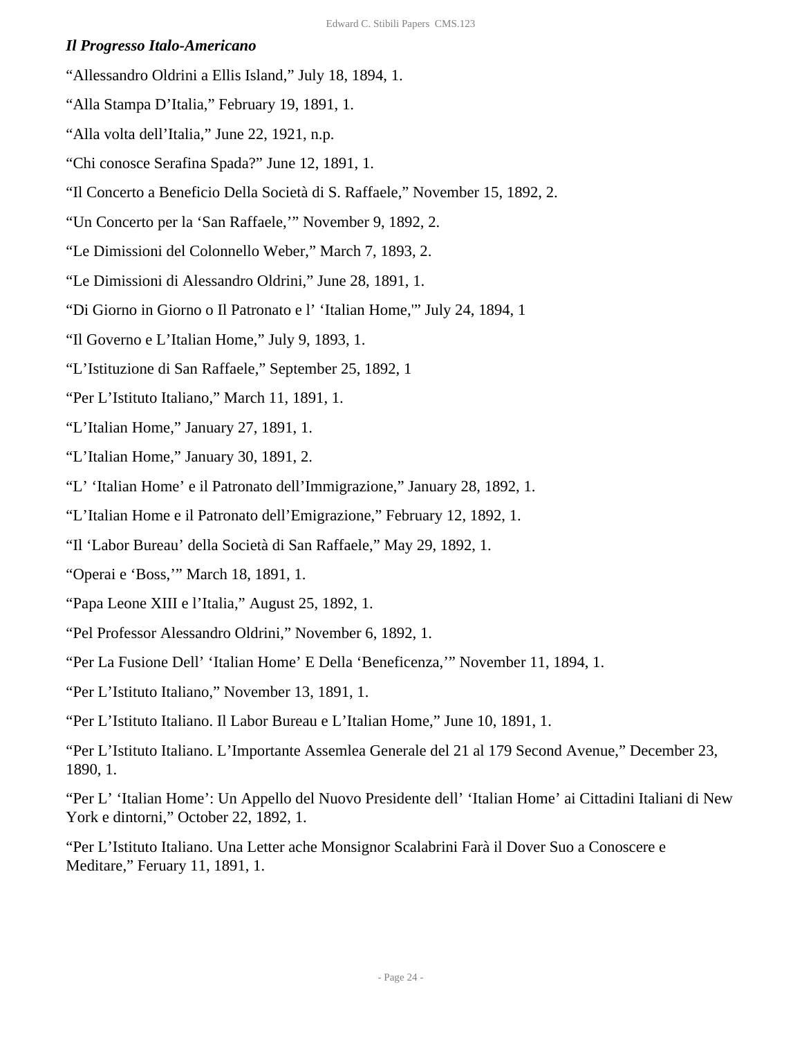***Il Progresso Italo-Americano***

"Allessandro Oldrini a Ellis Island," July 18, 1894, 1.

"Alla Stampa D'Italia," February 19, 1891, 1.

"Alla volta dell'Italia," June 22, 1921, n.p.

"Chi conosce Serafina Spada?" June 12, 1891, 1.

"Il Concerto a Beneficio Della Società di S. Raffaele," November 15, 1892, 2.

"Un Concerto per la 'San Raffaele,'" November 9, 1892, 2.

"Le Dimissioni del Colonnello Weber," March 7, 1893, 2.

"Le Dimissioni di Alessandro Oldrini," June 28, 1891, 1.

"Di Giorno in Giorno o Il Patronato e l' 'Italian Home,'" July 24, 1894, 1

"Il Governo e L'Italian Home," July 9, 1893, 1.

"L'Istituzione di San Raffaele," September 25, 1892, 1

"Per L'Istituto Italiano," March 11, 1891, 1.

"L'Italian Home," January 27, 1891, 1.

"L'Italian Home," January 30, 1891, 2.

"L' 'Italian Home' e il Patronato dell'Immigrazione," January 28, 1892, 1.

"L'Italian Home e il Patronato dell'Emigrazione," February 12, 1892, 1.

"Il 'Labor Bureau' della Società di San Raffaele," May 29, 1892, 1.

"Operai e 'Boss,'" March 18, 1891, 1.

"Papa Leone XIII e l'Italia," August 25, 1892, 1.

"Pel Professor Alessandro Oldrini," November 6, 1892, 1.

"Per La Fusione Dell' 'Italian Home' E Della 'Beneficenza,'" November 11, 1894, 1.

"Per L'Istituto Italiano," November 13, 1891, 1.

"Per L'Istituto Italiano. Il Labor Bureau e L'Italian Home," June 10, 1891, 1.

"Per L'Istituto Italiano. L'Importante Assemlea Generale del 21 al 179 Second Avenue," December 23, 1890, 1.

"Per L' 'Italian Home': Un Appello del Nuovo Presidente dell' 'Italian Home' ai Cittadini Italiani di New York e dintorni," October 22, 1892, 1.

"Per L'Istituto Italiano. Una Letter ache Monsignor Scalabrini Farà il Dover Suo a Conoscere e Meditare," Feruary 11, 1891, 1.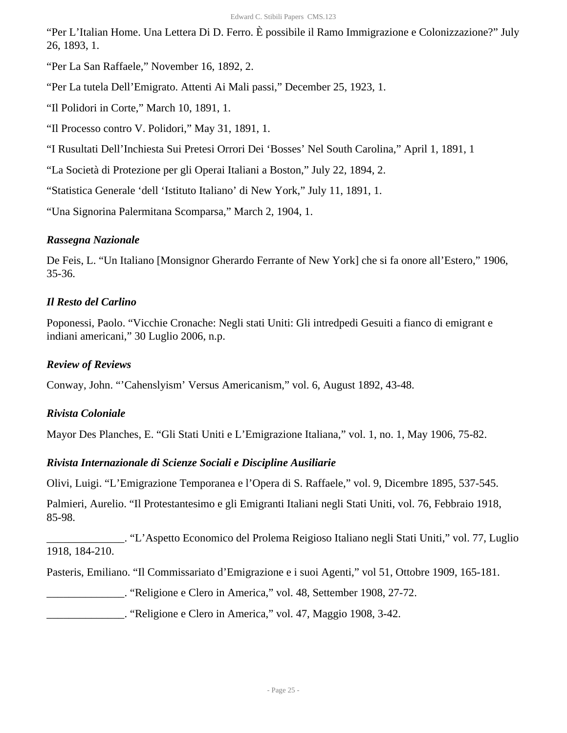“Per L’Italian Home. Una Lettera Di D. Ferro. È possibile il Ramo Immigrazione e Colonizzazione?” July 26, 1893, 1.

“Per La San Raffaele,” November 16, 1892, 2.

“Per La tutela Dell’Emigrato. Attenti Ai Mali passi,” December 25, 1923, 1.

“Il Polidori in Corte,” March 10, 1891, 1.

“Il Processo contro V. Polidori,” May 31, 1891, 1.

“I Rusultati Dell’Inchiesta Sui Pretesi Orrori Dei ‘Bosses’ Nel South Carolina,” April 1, 1891, 1

“La Società di Protezione per gli Operai Italiani a Boston,” July 22, 1894, 2.

“Statistica Generale ‘dell ‘Istituto Italiano’ di New York,” July 11, 1891, 1.

“Una Signorina Palermitana Scomparsa,” March 2, 1904, 1.

### *Rassegna Nazionale*

De Feis, L. “Un Italiano [Monsignor Gherardo Ferrante of New York] che si fa onore all’Estero,” 1906, 35-36.

### *Il Resto del Carlino*

Poponessi, Paolo. “Vicchie Cronache: Negli stati Uniti: Gli intredpedi Gesuiti a fianco di emigrant e indiani americani,” 30 Luglio 2006, n.p.

### *Review of Reviews*

Conway, John. “’Cahenslyism’ Versus Americanism,” vol. 6, August 1892, 43-48.

### *Rivista Coloniale*

Mayor Des Planches, E. “Gli Stati Uniti e L’Emigrazione Italiana,” vol. 1, no. 1, May 1906, 75-82.

### *Rivista Internazionale di Scienze Sociali e Discipline Ausiliarie*

Olivi, Luigi. “L’Emigrazione Temporanea e l’Opera di S. Raffaele,” vol. 9, Dicembre 1895, 537-545.

Palmieri, Aurelio. “Il Protestantesimo e gli Emigranti Italiani negli Stati Uniti, vol. 76, Febbraio 1918, 85-98.

______________. “L’Aspetto Economico del Prolema Reigioso Italiano negli Stati Uniti,” vol. 77, Luglio 1918, 184-210.

Pasteris, Emiliano. “Il Commissariato d’Emigrazione e i suoi Agenti,” vol 51, Ottobre 1909, 165-181.

______________. “Religione e Clero in America,” vol. 48, Settember 1908, 27-72.

______________. “Religione e Clero in America,” vol. 47, Maggio 1908, 3-42.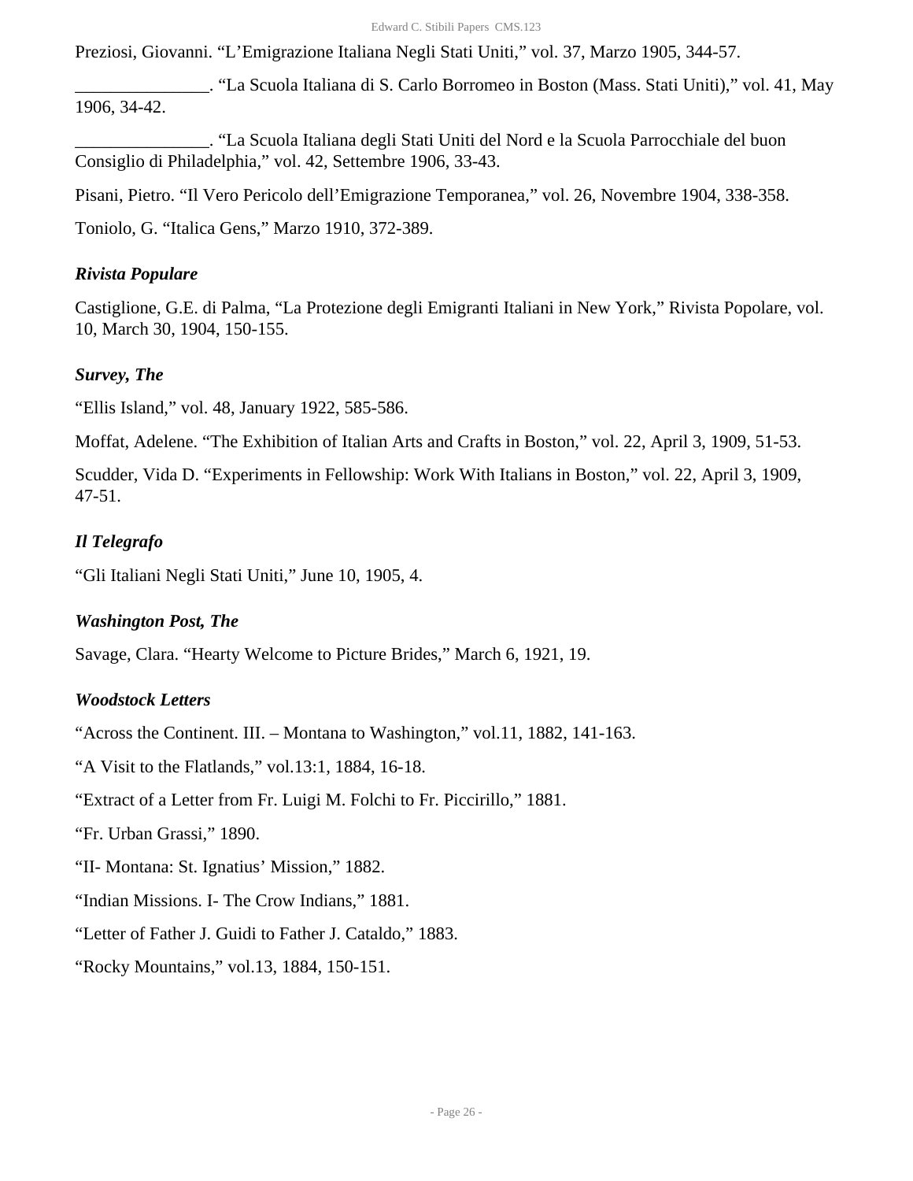Preziosi, Giovanni. “L’Emigrazione Italiana Negli Stati Uniti,” vol. 37, Marzo 1905, 344-57.

_______________. “La Scuola Italiana di S. Carlo Borromeo in Boston (Mass. Stati Uniti),” vol. 41, May 1906, 34-42.

_______________. “La Scuola Italiana degli Stati Uniti del Nord e la Scuola Parrocchiale del buon Consiglio di Philadelphia,” vol. 42, Settembre 1906, 33-43.

Pisani, Pietro. “Il Vero Pericolo dell’Emigrazione Temporanea,” vol. 26, Novembre 1904, 338-358.

Toniolo, G. “Italica Gens,” Marzo 1910, 372-389.

### *Rivista Populare*

Castiglione, G.E. di Palma, “La Protezione degli Emigranti Italiani in New York,” Rivista Popolare, vol. 10, March 30, 1904, 150-155.

### *Survey, The*

“Ellis Island,” vol. 48, January 1922, 585-586.

Moffat, Adelene. “The Exhibition of Italian Arts and Crafts in Boston,” vol. 22, April 3, 1909, 51-53.

Scudder, Vida D. “Experiments in Fellowship: Work With Italians in Boston,” vol. 22, April 3, 1909, 47-51.

### *Il Telegrafo*

“Gli Italiani Negli Stati Uniti,” June 10, 1905, 4.

### *Washington Post, The*

Savage, Clara. “Hearty Welcome to Picture Brides,” March 6, 1921, 19.

### *Woodstock Letters*

“Across the Continent. III. – Montana to Washington,” vol.11, 1882, 141-163.

“A Visit to the Flatlands,” vol.13:1, 1884, 16-18.

“Extract of a Letter from Fr. Luigi M. Folchi to Fr. Piccirillo,” 1881.

“Fr. Urban Grassi,” 1890.

“II- Montana: St. Ignatius’ Mission,” 1882.

“Indian Missions. I- The Crow Indians,” 1881.

“Letter of Father J. Guidi to Father J. Cataldo,” 1883.

“Rocky Mountains,” vol.13, 1884, 150-151.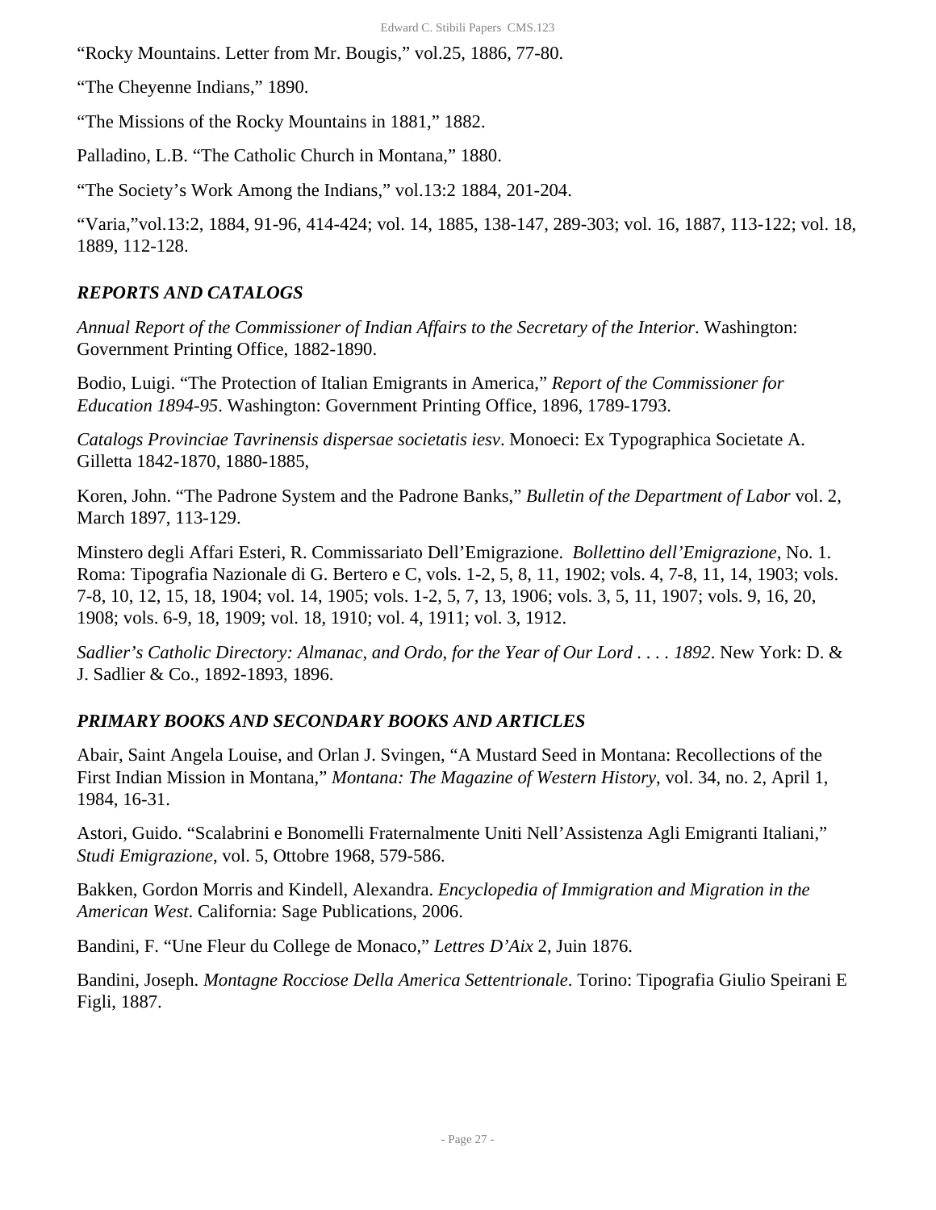"Rocky Mountains. Letter from Mr. Bougis," vol.25, 1886, 77-80.

"The Cheyenne Indians," 1890.

"The Missions of the Rocky Mountains in 1881," 1882.

Palladino, L.B. "The Catholic Church in Montana," 1880.

"The Society's Work Among the Indians," vol.13:2 1884, 201-204.

"Varia,"vol.13:2, 1884, 91-96, 414-424; vol. 14, 1885, 138-147, 289-303; vol. 16, 1887, 113-122; vol. 18, 1889, 112-128.

### *REPORTS AND CATALOGS*

*Annual Report of the Commissioner of Indian Affairs to the Secretary of the Interior*. Washington: Government Printing Office, 1882-1890.

Bodio, Luigi. "The Protection of Italian Emigrants in America," *Report of the Commissioner for Education 1894-95*. Washington: Government Printing Office, 1896, 1789-1793.

*Catalogs Provinciae Tavrinensis dispersae societatis iesv*. Monoeci: Ex Typographica Societate A. Gilletta 1842-1870, 1880-1885,

Koren, John. "The Padrone System and the Padrone Banks," *Bulletin of the Department of Labor* vol. 2, March 1897, 113-129.

Minstero degli Affari Esteri, R. Commissariato Dell'Emigrazione. *Bollettino dell'Emigrazione*, No. 1. Roma: Tipografia Nazionale di G. Bertero e C, vols. 1-2, 5, 8, 11, 1902; vols. 4, 7-8, 11, 14, 1903; vols. 7-8, 10, 12, 15, 18, 1904; vol. 14, 1905; vols. 1-2, 5, 7, 13, 1906; vols. 3, 5, 11, 1907; vols. 9, 16, 20, 1908; vols. 6-9, 18, 1909; vol. 18, 1910; vol. 4, 1911; vol. 3, 1912.

*Sadlier's Catholic Directory: Almanac, and Ordo, for the Year of Our Lord . . . . 1892*. New York: D. & J. Sadlier & Co., 1892-1893, 1896.

### *PRIMARY BOOKS AND SECONDARY BOOKS AND ARTICLES*

Abair, Saint Angela Louise, and Orlan J. Svingen, "A Mustard Seed in Montana: Recollections of the First Indian Mission in Montana," *Montana: The Magazine of Western History*, vol. 34, no. 2, April 1, 1984, 16-31.

Astori, Guido. "Scalabrini e Bonomelli Fraternalmente Uniti Nell'Assistenza Agli Emigranti Italiani," *Studi Emigrazione*, vol. 5, Ottobre 1968, 579-586.

Bakken, Gordon Morris and Kindell, Alexandra. *Encyclopedia of Immigration and Migration in the American West*. California: Sage Publications, 2006.

Bandini, F. "Une Fleur du College de Monaco," *Lettres D'Aix* 2, Juin 1876.

Bandini, Joseph. *Montagne Rocciose Della America Settentrionale*. Torino: Tipografia Giulio Speirani E Figli, 1887.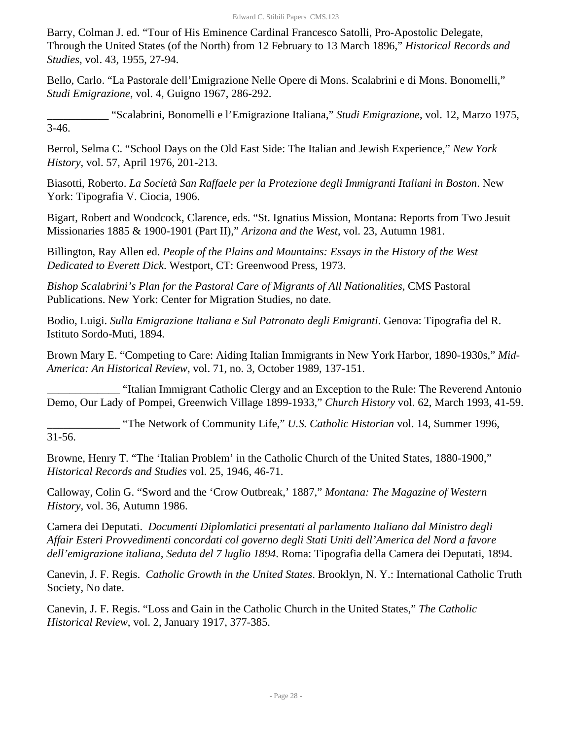Barry, Colman J. ed. "Tour of His Eminence Cardinal Francesco Satolli, Pro-Apostolic Delegate, Through the United States (of the North) from 12 February to 13 March 1896," *Historical Records and Studies*, vol. 43, 1955, 27-94.

Bello, Carlo. "La Pastorale dell'Emigrazione Nelle Opere di Mons. Scalabrini e di Mons. Bonomelli," *Studi Emigrazione*, vol. 4, Guigno 1967, 286-292.

___________ "Scalabrini, Bonomelli e l'Emigrazione Italiana," *Studi Emigrazione*, vol. 12, Marzo 1975, 3-46.

Berrol, Selma C. "School Days on the Old East Side: The Italian and Jewish Experience," *New York History*, vol. 57, April 1976, 201-213.

Biasotti, Roberto. *La Società San Raffaele per la Protezione degli Immigranti Italiani in Boston*. New York: Tipografia V. Ciocia, 1906.

Bigart, Robert and Woodcock, Clarence, eds. "St. Ignatius Mission, Montana: Reports from Two Jesuit Missionaries 1885 & 1900-1901 (Part II)," *Arizona and the West*, vol. 23, Autumn 1981.

Billington, Ray Allen ed. *People of the Plains and Mountains: Essays in the History of the West Dedicated to Everett Dick*. Westport, CT: Greenwood Press, 1973.

*Bishop Scalabrini's Plan for the Pastoral Care of Migrants of All Nationalities*, CMS Pastoral Publications. New York: Center for Migration Studies, no date.

Bodio, Luigi. *Sulla Emigrazione Italiana e Sul Patronato degli Emigranti*. Genova: Tipografia del R. Istituto Sordo-Muti, 1894.

Brown Mary E. "Competing to Care: Aiding Italian Immigrants in New York Harbor, 1890-1930s," *Mid-America: An Historical Review*, vol. 71, no. 3, October 1989, 137-151.

_____________ "Italian Immigrant Catholic Clergy and an Exception to the Rule: The Reverend Antonio Demo, Our Lady of Pompei, Greenwich Village 1899-1933," *Church History* vol. 62, March 1993, 41-59.

_____________ "The Network of Community Life," *U.S. Catholic Historian* vol. 14, Summer 1996, 31-56.

Browne, Henry T. "The 'Italian Problem' in the Catholic Church of the United States, 1880-1900," *Historical Records and Studies* vol. 25, 1946, 46-71.

Calloway, Colin G. "Sword and the 'Crow Outbreak,' 1887," *Montana: The Magazine of Western History*, vol. 36, Autumn 1986.

Camera dei Deputati. *Documenti Diplomlatici presentati al parlamento Italiano dal Ministro degli Affair Esteri Provvedimenti concordati col governo degli Stati Uniti dell'America del Nord a favore dell'emigrazione italiana, Seduta del 7 luglio 1894*. Roma: Tipografia della Camera dei Deputati, 1894.

Canevin, J. F. Regis. *Catholic Growth in the United States*. Brooklyn, N. Y.: International Catholic Truth Society, No date.

Canevin, J. F. Regis. "Loss and Gain in the Catholic Church in the United States," *The Catholic Historical Review*, vol. 2, January 1917, 377-385.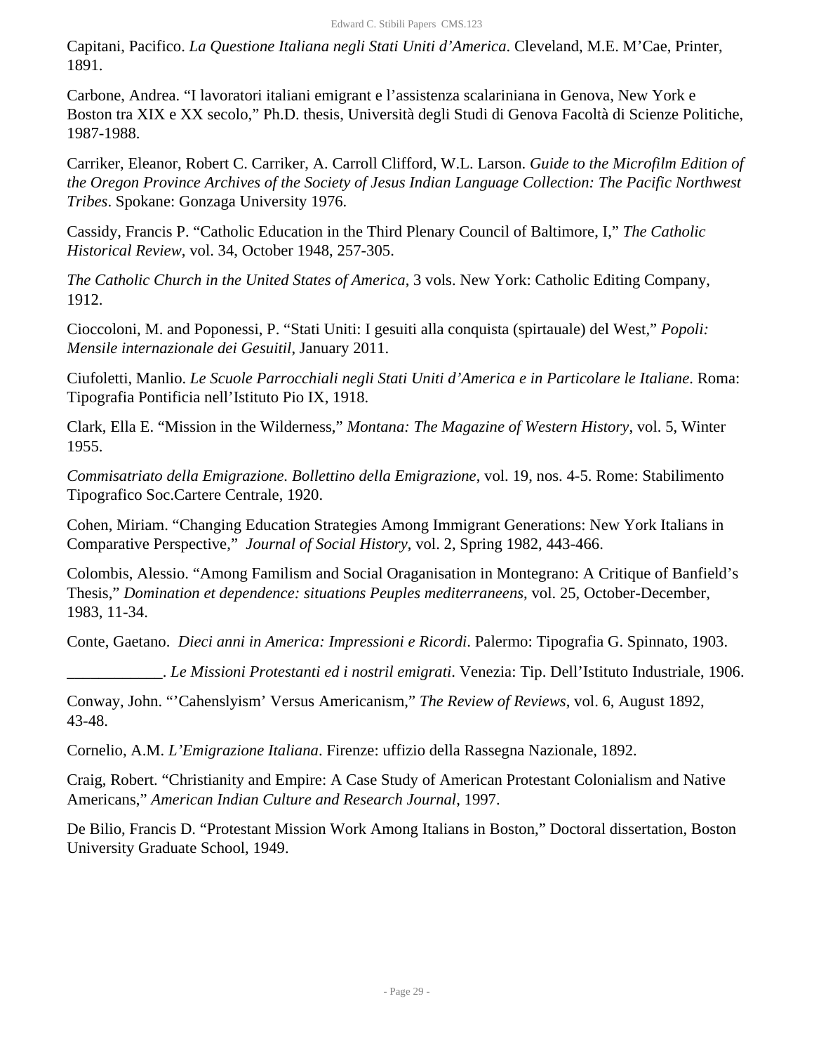Capitani, Pacifico. *La Questione Italiana negli Stati Uniti d'America*. Cleveland, M.E. M'Cae, Printer, 1891.

Carbone, Andrea. "I lavoratori italiani emigrant e l'assistenza scalariniana in Genova, New York e Boston tra XIX e XX secolo," Ph.D. thesis, Università degli Studi di Genova Facoltà di Scienze Politiche, 1987-1988.

Carriker, Eleanor, Robert C. Carriker, A. Carroll Clifford, W.L. Larson. *Guide to the Microfilm Edition of the Oregon Province Archives of the Society of Jesus Indian Language Collection: The Pacific Northwest Tribes*. Spokane: Gonzaga University 1976.

Cassidy, Francis P. "Catholic Education in the Third Plenary Council of Baltimore, I," *The Catholic Historical Review*, vol. 34, October 1948, 257-305.

*The Catholic Church in the United States of America*, 3 vols. New York: Catholic Editing Company, 1912.

Cioccoloni, M. and Poponessi, P. "Stati Uniti: I gesuiti alla conquista (spirtauale) del West," *Popoli: Mensile internazionale dei Gesuitil*, January 2011.

Ciufoletti, Manlio. *Le Scuole Parrocchiali negli Stati Uniti d'America e in Particolare le Italiane*. Roma: Tipografia Pontificia nell'Istituto Pio IX, 1918.

Clark, Ella E. "Mission in the Wilderness," *Montana: The Magazine of Western History*, vol. 5, Winter 1955.

*Commisatriato della Emigrazione. Bollettino della Emigrazione*, vol. 19, nos. 4-5. Rome: Stabilimento Tipografico Soc.Cartere Centrale, 1920.

Cohen, Miriam. "Changing Education Strategies Among Immigrant Generations: New York Italians in Comparative Perspective," *Journal of Social History*, vol. 2, Spring 1982, 443-466.

Colombis, Alessio. "Among Familism and Social Oraganisation in Montegrano: A Critique of Banfield's Thesis," *Domination et dependence: situations Peuples mediterraneens*, vol. 25, October-December, 1983, 11-34.

Conte, Gaetano. *Dieci anni in America: Impressioni e Ricordi*. Palermo: Tipografia G. Spinnato, 1903.

____________. *Le Missioni Protestanti ed i nostril emigrati*. Venezia: Tip. Dell'Istituto Industriale, 1906.

Conway, John. "'Cahenslyism' Versus Americanism," *The Review of Reviews*, vol. 6, August 1892, 43-48.

Cornelio, A.M. *L'Emigrazione Italiana*. Firenze: uffizio della Rassegna Nazionale, 1892.

Craig, Robert. "Christianity and Empire: A Case Study of American Protestant Colonialism and Native Americans," *American Indian Culture and Research Journal*, 1997.

De Bilio, Francis D. "Protestant Mission Work Among Italians in Boston," Doctoral dissertation, Boston University Graduate School, 1949.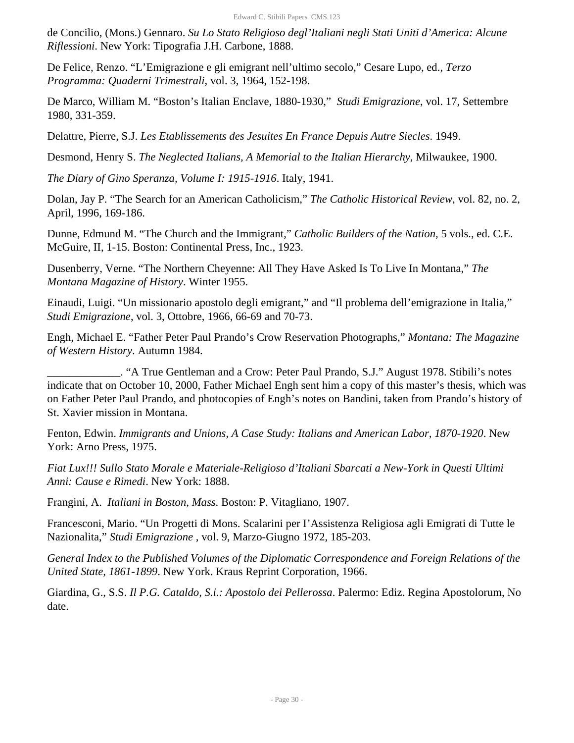de Concilio, (Mons.) Gennaro. *Su Lo Stato Religioso degl'Italiani negli Stati Uniti d'America: Alcune Riflessioni*. New York: Tipografia J.H. Carbone, 1888.

De Felice, Renzo. "L'Emigrazione e gli emigrant nell'ultimo secolo," Cesare Lupo, ed., *Terzo Programma: Quaderni Trimestrali*, vol. 3, 1964, 152-198.

De Marco, William M. "Boston's Italian Enclave, 1880-1930," *Studi Emigrazione*, vol. 17, Settembre 1980, 331-359.

Delattre, Pierre, S.J. *Les Etablissements des Jesuites En France Depuis Autre Siecles*. 1949.

Desmond, Henry S. *The Neglected Italians, A Memorial to the Italian Hierarchy*, Milwaukee, 1900.

*The Diary of Gino Speranza, Volume I: 1915-1916*. Italy, 1941.

Dolan, Jay P. "The Search for an American Catholicism," *The Catholic Historical Review*, vol. 82, no. 2, April, 1996, 169-186.

Dunne, Edmund M. "The Church and the Immigrant," *Catholic Builders of the Nation*, 5 vols., ed. C.E. McGuire, II, 1-15. Boston: Continental Press, Inc., 1923.

Dusenberry, Verne. "The Northern Cheyenne: All They Have Asked Is To Live In Montana," *The Montana Magazine of History*. Winter 1955.

Einaudi, Luigi. "Un missionario apostolo degli emigrant," and "Il problema dell'emigrazione in Italia," *Studi Emigrazione*, vol. 3, Ottobre, 1966, 66-69 and 70-73.

Engh, Michael E. "Father Peter Paul Prando's Crow Reservation Photographs," *Montana: The Magazine of Western History*. Autumn 1984.

_____________. "A True Gentleman and a Crow: Peter Paul Prando, S.J." August 1978. Stibili's notes indicate that on October 10, 2000, Father Michael Engh sent him a copy of this master's thesis, which was on Father Peter Paul Prando, and photocopies of Engh's notes on Bandini, taken from Prando's history of St. Xavier mission in Montana.

Fenton, Edwin. *Immigrants and Unions, A Case Study: Italians and American Labor, 1870-1920*. New York: Arno Press, 1975.

*Fiat Lux!!! Sullo Stato Morale e Materiale-Religioso d'Italiani Sbarcati a New-York in Questi Ultimi Anni: Cause e Rimedi*. New York: 1888.

Frangini, A. *Italiani in Boston, Mass*. Boston: P. Vitagliano, 1907.

Francesconi, Mario. "Un Progetti di Mons. Scalarini per I'Assistenza Religiosa agli Emigrati di Tutte le Nazionalita," *Studi Emigrazione* , vol. 9, Marzo-Giugno 1972, 185-203.

*General Index to the Published Volumes of the Diplomatic Correspondence and Foreign Relations of the United State, 1861-1899*. New York. Kraus Reprint Corporation, 1966.

Giardina, G., S.S. *Il P.G. Cataldo, S.i.: Apostolo dei Pellerossa*. Palermo: Ediz. Regina Apostolorum, No date.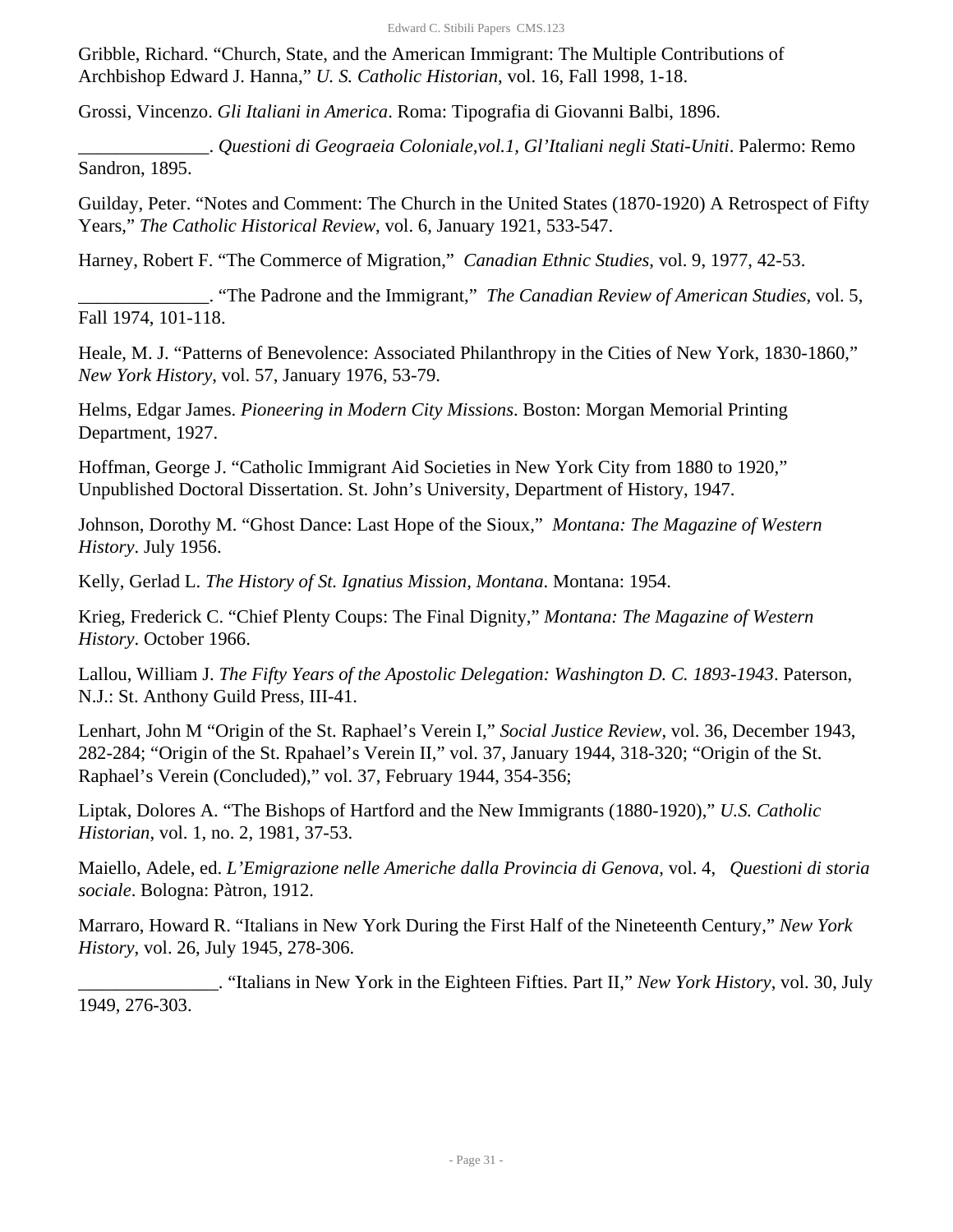Gribble, Richard. “Church, State, and the American Immigrant: The Multiple Contributions of Archbishop Edward J. Hanna,” *U. S. Catholic Historian*, vol. 16, Fall 1998, 1-18.

Grossi, Vincenzo. *Gli Italiani in America*. Roma: Tipografia di Giovanni Balbi, 1896.

______________. *Questioni di Geograeia Coloniale,vol.1, Gl’Italiani negli Stati-Uniti*. Palermo: Remo Sandron, 1895.

Guilday, Peter. “Notes and Comment: The Church in the United States (1870-1920) A Retrospect of Fifty Years,” *The Catholic Historical Review*, vol. 6, January 1921, 533-547.

Harney, Robert F. “The Commerce of Migration,” *Canadian Ethnic Studies*, vol. 9, 1977, 42-53.

______________. “The Padrone and the Immigrant,” *The Canadian Review of American Studies*, vol. 5, Fall 1974, 101-118.

Heale, M. J. “Patterns of Benevolence: Associated Philanthropy in the Cities of New York, 1830-1860,” *New York History*, vol. 57, January 1976, 53-79.

Helms, Edgar James. *Pioneering in Modern City Missions*. Boston: Morgan Memorial Printing Department, 1927.

Hoffman, George J. “Catholic Immigrant Aid Societies in New York City from 1880 to 1920,” Unpublished Doctoral Dissertation. St. John’s University, Department of History, 1947.

Johnson, Dorothy M. “Ghost Dance: Last Hope of the Sioux,” *Montana: The Magazine of Western History*. July 1956.

Kelly, Gerlad L. *The History of St. Ignatius Mission, Montana*. Montana: 1954.

Krieg, Frederick C. “Chief Plenty Coups: The Final Dignity,” *Montana: The Magazine of Western History*. October 1966.

Lallou, William J. *The Fifty Years of the Apostolic Delegation: Washington D. C. 1893-1943*. Paterson, N.J.: St. Anthony Guild Press, III-41.

Lenhart, John M “Origin of the St. Raphael’s Verein I,” *Social Justice Review*, vol. 36, December 1943, 282-284; “Origin of the St. Rpahael’s Verein II,” vol. 37, January 1944, 318-320; “Origin of the St. Raphael’s Verein (Concluded),” vol. 37, February 1944, 354-356;

Liptak, Dolores A. “The Bishops of Hartford and the New Immigrants (1880-1920),” *U.S. Catholic Historian*, vol. 1, no. 2, 1981, 37-53.

Maiello, Adele, ed. *L’Emigrazione nelle Americhe dalla Provincia di Genova*, vol. 4, *Questioni di storia sociale*. Bologna: Pàtron, 1912.

Marraro, Howard R. “Italians in New York During the First Half of the Nineteenth Century,” *New York History*, vol. 26, July 1945, 278-306.

______________. “Italians in New York in the Eighteen Fifties. Part II,” *New York History*, vol. 30, July 1949, 276-303.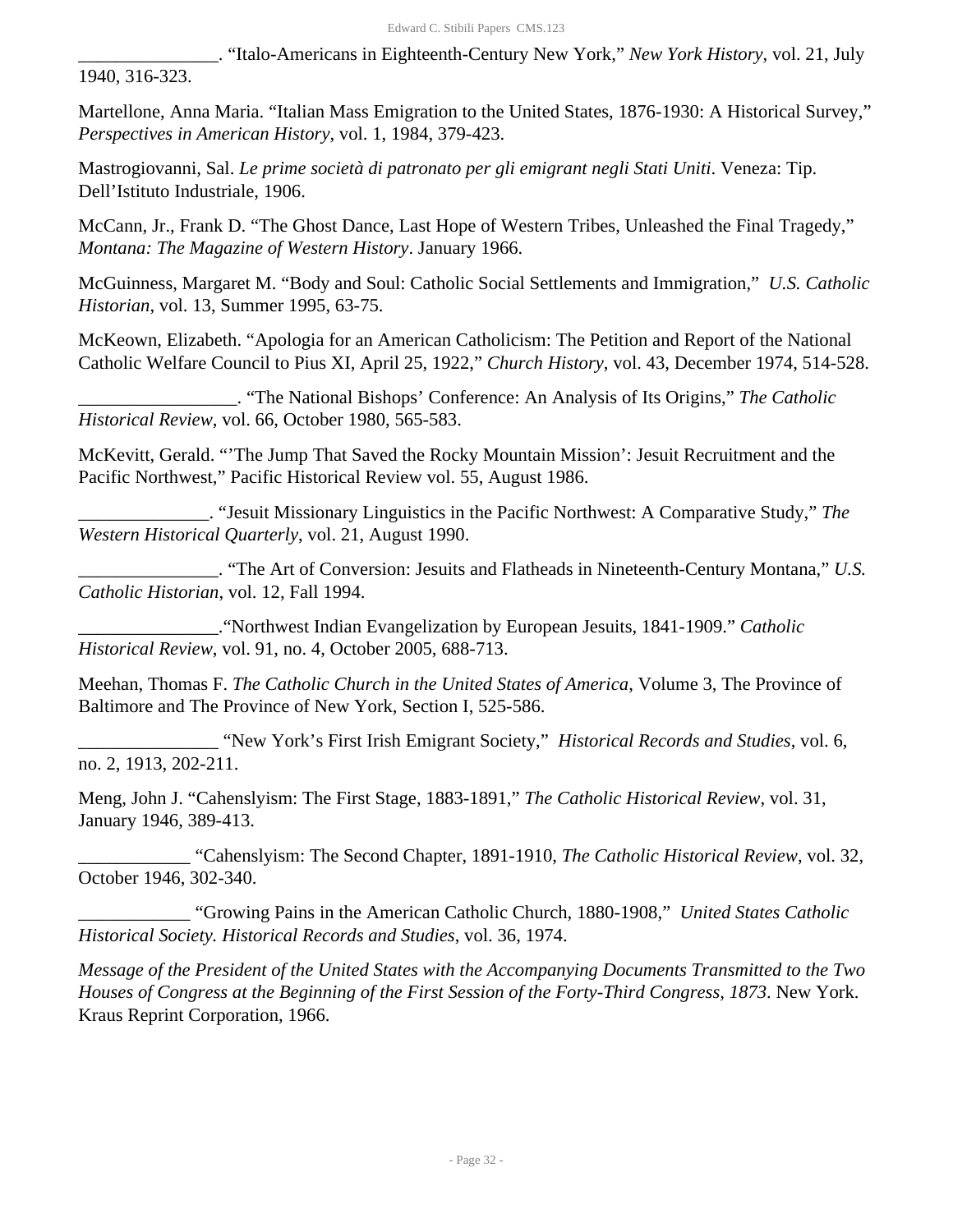_______________. "Italo-Americans in Eighteenth-Century New York," *New York History*, vol. 21, July 1940, 316-323.

Martellone, Anna Maria. "Italian Mass Emigration to the United States, 1876-1930: A Historical Survey," *Perspectives in American History*, vol. 1, 1984, 379-423.

Mastrogiovanni, Sal. *Le prime società di patronato per gli emigrant negli Stati Uniti*. Veneza: Tip. Dell'Istituto Industriale, 1906.

McCann, Jr., Frank D. "The Ghost Dance, Last Hope of Western Tribes, Unleashed the Final Tragedy," *Montana: The Magazine of Western History*. January 1966.

McGuinness, Margaret M. "Body and Soul: Catholic Social Settlements and Immigration," *U.S. Catholic Historian*, vol. 13, Summer 1995, 63-75.

McKeown, Elizabeth. "Apologia for an American Catholicism: The Petition and Report of the National Catholic Welfare Council to Pius XI, April 25, 1922," *Church History*, vol. 43, December 1974, 514-528.

_________________. "The National Bishops' Conference: An Analysis of Its Origins," *The Catholic Historical Review*, vol. 66, October 1980, 565-583.

McKevitt, Gerald. "'The Jump That Saved the Rocky Mountain Mission': Jesuit Recruitment and the Pacific Northwest," Pacific Historical Review vol. 55, August 1986.

______________. "Jesuit Missionary Linguistics in the Pacific Northwest: A Comparative Study," *The Western Historical Quarterly*, vol. 21, August 1990.

_______________. "The Art of Conversion: Jesuits and Flatheads in Nineteenth-Century Montana," *U.S. Catholic Historian*, vol. 12, Fall 1994.

_______________."Northwest Indian Evangelization by European Jesuits, 1841-1909." *Catholic Historical Review*, vol. 91, no. 4, October 2005, 688-713.

Meehan, Thomas F. *The Catholic Church in the United States of America*, Volume 3, The Province of Baltimore and The Province of New York, Section I, 525-586.

_______________ "New York's First Irish Emigrant Society," *Historical Records and Studies*, vol. 6, no. 2, 1913, 202-211.

Meng, John J. "Cahenslyism: The First Stage, 1883-1891," *The Catholic Historical Review*, vol. 31, January 1946, 389-413.

____________ "Cahenslyism: The Second Chapter, 1891-1910, *The Catholic Historical Review*, vol. 32, October 1946, 302-340.

____________ "Growing Pains in the American Catholic Church, 1880-1908," *United States Catholic Historical Society. Historical Records and Studies*, vol. 36, 1974.

*Message of the President of the United States with the Accompanying Documents Transmitted to the Two Houses of Congress at the Beginning of the First Session of the Forty-Third Congress, 1873*. New York. Kraus Reprint Corporation, 1966.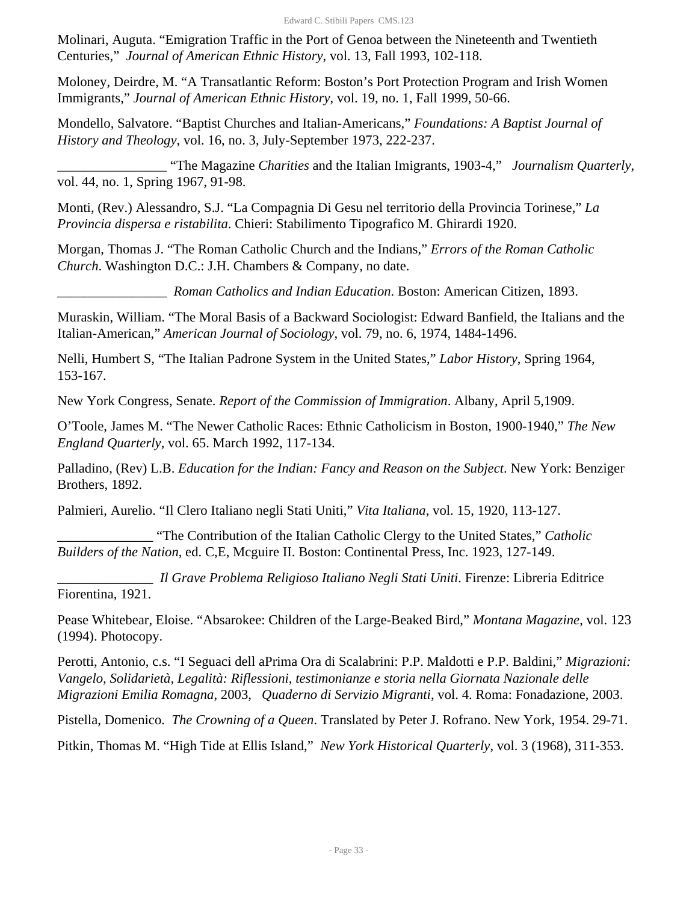Molinari, Auguta. “Emigration Traffic in the Port of Genoa between the Nineteenth and Twentieth Centuries,” *Journal of American Ethnic History*, vol. 13, Fall 1993, 102-118.

Moloney, Deirdre, M. “A Transatlantic Reform: Boston’s Port Protection Program and Irish Women Immigrants,” *Journal of American Ethnic History*, vol. 19, no. 1, Fall 1999, 50-66.

Mondello, Salvatore. “Baptist Churches and Italian-Americans,” *Foundations: A Baptist Journal of History and Theology*, vol. 16, no. 3, July-September 1973, 222-237.

________________ “The Magazine *Charities* and the Italian Imigrants, 1903-4,” *Journalism Quarterly*, vol. 44, no. 1, Spring 1967, 91-98.

Monti, (Rev.) Alessandro, S.J. “La Compagnia Di Gesu nel territorio della Provincia Torinese,” *La Provincia dispersa e ristabilita*. Chieri: Stabilimento Tipografico M. Ghirardi 1920.

Morgan, Thomas J. “The Roman Catholic Church and the Indians,” *Errors of the Roman Catholic Church*. Washington D.C.: J.H. Chambers & Company, no date.

________________ *Roman Catholics and Indian Education*. Boston: American Citizen, 1893.

Muraskin, William. “The Moral Basis of a Backward Sociologist: Edward Banfield, the Italians and the Italian-American,” *American Journal of Sociology*, vol. 79, no. 6, 1974, 1484-1496.

Nelli, Humbert S, “The Italian Padrone System in the United States,” *Labor History*, Spring 1964, 153-167.

New York Congress, Senate. *Report of the Commission of Immigration*. Albany, April 5,1909.

O’Toole, James M. “The Newer Catholic Races: Ethnic Catholicism in Boston, 1900-1940,” *The New England Quarterly*, vol. 65. March 1992, 117-134.

Palladino, (Rev) L.B. *Education for the Indian: Fancy and Reason on the Subject*. New York: Benziger Brothers, 1892.

Palmieri, Aurelio. “Il Clero Italiano negli Stati Uniti,” *Vita Italiana*, vol. 15, 1920, 113-127.

______________ “The Contribution of the Italian Catholic Clergy to the United States,” *Catholic Builders of the Nation*, ed. C,E, Mcguire II. Boston: Continental Press, Inc. 1923, 127-149.

______________ *Il Grave Problema Religioso Italiano Negli Stati Uniti*. Firenze: Libreria Editrice Fiorentina, 1921.

Pease Whitebear, Eloise. “Absarokee: Children of the Large-Beaked Bird,” *Montana Magazine*, vol. 123 (1994). Photocopy.

Perotti, Antonio, c.s. “I Seguaci dell aPrima Ora di Scalabrini: P.P. Maldotti e P.P. Baldini,” *Migrazioni: Vangelo, Solidarietà, Legalità: Riflessioni, testimonianze e storia nella Giornata Nazionale delle Migrazioni Emilia Romagna*, 2003, *Quaderno di Servizio Migranti*, vol. 4. Roma: Fonadazione, 2003.

Pistella, Domenico. *The Crowning of a Queen*. Translated by Peter J. Rofrano. New York, 1954. 29-71.

Pitkin, Thomas M. “High Tide at Ellis Island,” *New York Historical Quarterly*, vol. 3 (1968), 311-353.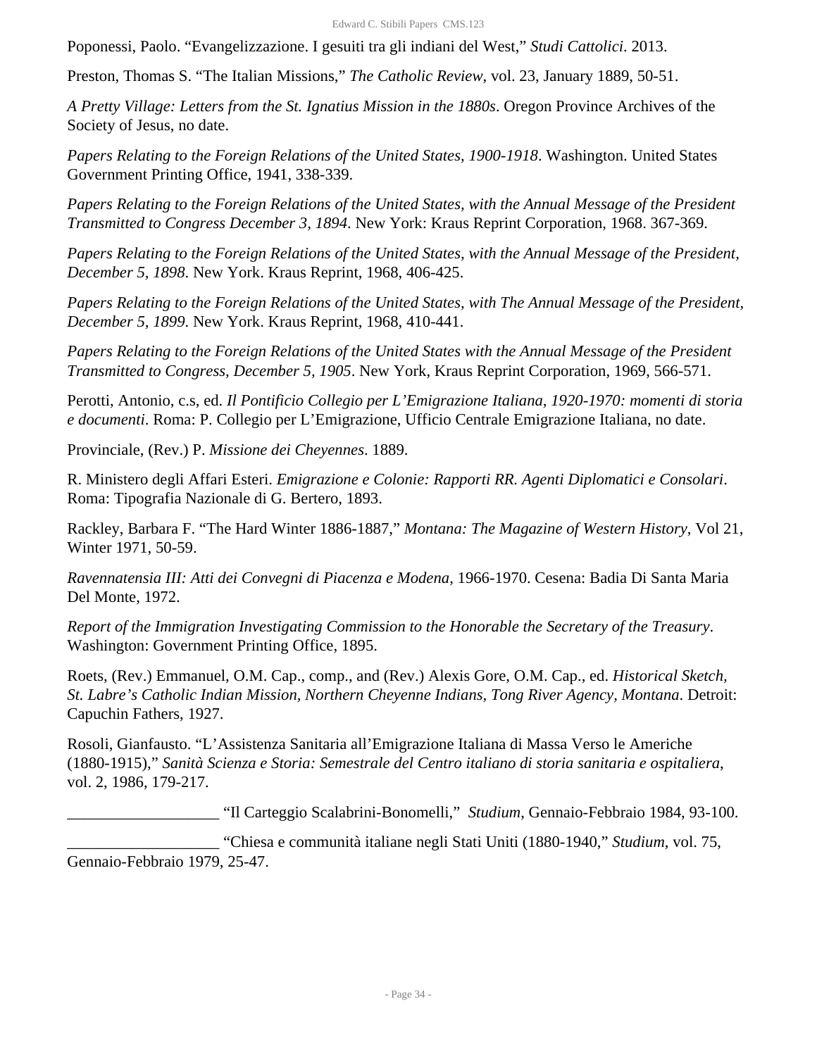Poponessi, Paolo. “Evangelizzazione. I gesuiti tra gli indiani del West,” *Studi Cattolici*. 2013.

Preston, Thomas S. “The Italian Missions,” *The Catholic Review*, vol. 23, January 1889, 50-51.

*A Pretty Village: Letters from the St. Ignatius Mission in the 1880s*. Oregon Province Archives of the Society of Jesus, no date.

*Papers Relating to the Foreign Relations of the United States, 1900-1918*. Washington. United States Government Printing Office, 1941, 338-339.

*Papers Relating to the Foreign Relations of the United States, with the Annual Message of the President Transmitted to Congress December 3, 1894*. New York: Kraus Reprint Corporation, 1968. 367-369.

*Papers Relating to the Foreign Relations of the United States, with the Annual Message of the President, December 5, 1898*. New York. Kraus Reprint, 1968, 406-425.

*Papers Relating to the Foreign Relations of the United States, with The Annual Message of the President, December 5, 1899*. New York. Kraus Reprint, 1968, 410-441.

*Papers Relating to the Foreign Relations of the United States with the Annual Message of the President Transmitted to Congress, December 5, 1905*. New York, Kraus Reprint Corporation, 1969, 566-571.

Perotti, Antonio, c.s, ed. *Il Pontificio Collegio per L’Emigrazione Italiana, 1920-1970: momenti di storia e documenti*. Roma: P. Collegio per L’Emigrazione, Ufficio Centrale Emigrazione Italiana, no date.

Provinciale, (Rev.) P. *Missione dei Cheyennes*. 1889.

R. Ministero degli Affari Esteri. *Emigrazione e Colonie: Rapporti RR. Agenti Diplomatici e Consolari*. Roma: Tipografia Nazionale di G. Bertero, 1893.

Rackley, Barbara F. “The Hard Winter 1886-1887,” *Montana: The Magazine of Western History*, Vol 21, Winter 1971, 50-59.

*Ravennatensia III: Atti dei Convegni di Piacenza e Modena*, 1966-1970. Cesena: Badia Di Santa Maria Del Monte, 1972.

*Report of the Immigration Investigating Commission to the Honorable the Secretary of the Treasury*. Washington: Government Printing Office, 1895.

Roets, (Rev.) Emmanuel, O.M. Cap., comp., and (Rev.) Alexis Gore, O.M. Cap., ed. *Historical Sketch, St. Labre’s Catholic Indian Mission, Northern Cheyenne Indians, Tong River Agency, Montana*. Detroit: Capuchin Fathers, 1927.

Rosoli, Gianfausto. “L’Assistenza Sanitaria all’Emigrazione Italiana di Massa Verso le Americhe (1880-1915),” *Sanità Scienza e Storia: Semestrale del Centro italiano di storia sanitaria e ospitaliera*, vol. 2, 1986, 179-217.

___________________ “Il Carteggio Scalabrini-Bonomelli,” *Studium*, Gennaio-Febbraio 1984, 93-100.

___________________ “Chiesa e communità italiane negli Stati Uniti (1880-1940,” *Studium*, vol. 75, Gennaio-Febbraio 1979, 25-47.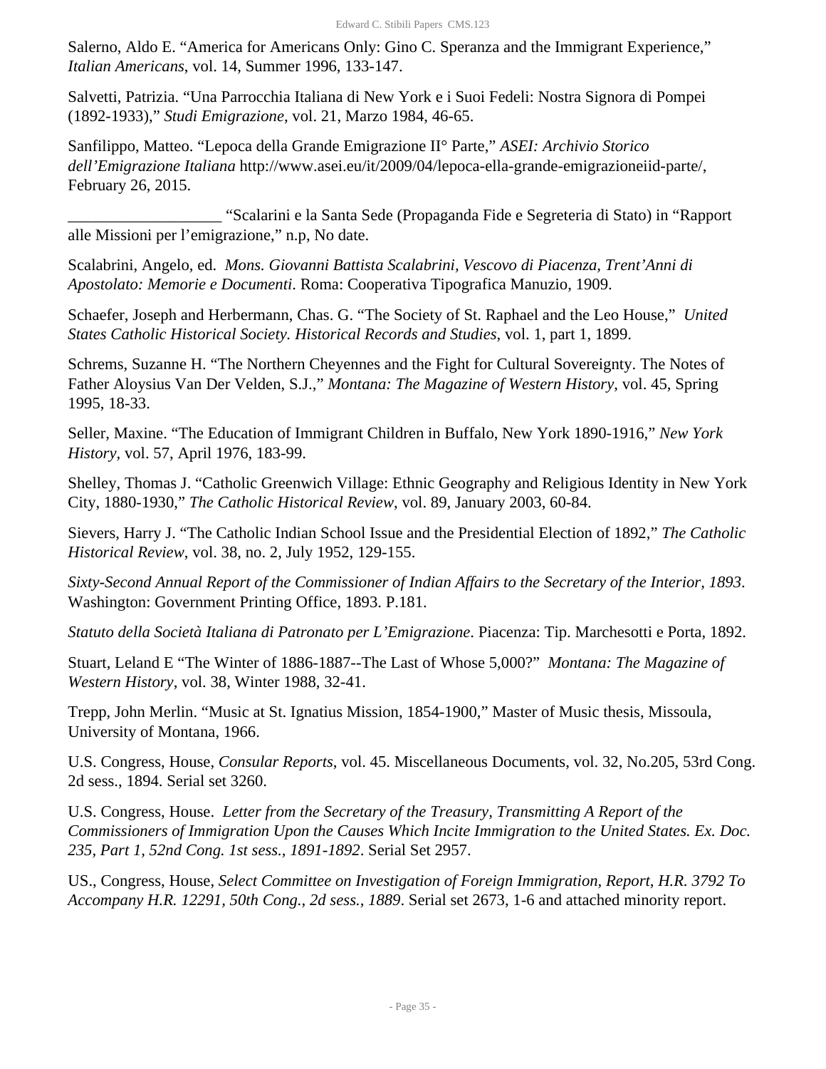Salerno, Aldo E. “America for Americans Only: Gino C. Speranza and the Immigrant Experience,” *Italian Americans*, vol. 14, Summer 1996, 133-147.

Salvetti, Patrizia. “Una Parrocchia Italiana di New York e i Suoi Fedeli: Nostra Signora di Pompei (1892-1933),” *Studi Emigrazione*, vol. 21, Marzo 1984, 46-65.

Sanfilippo, Matteo. “Lepoca della Grande Emigrazione II° Parte,” *ASEI: Archivio Storico dell’Emigrazione Italiana* http://www.asei.eu/it/2009/04/lepoca-ella-grande-emigrazioneiid-parte/, February 26, 2015.

___________________ “Scalarini e la Santa Sede (Propaganda Fide e Segreteria di Stato) in “Rapport alle Missioni per l’emigrazione,” n.p, No date.

Scalabrini, Angelo, ed. *Mons. Giovanni Battista Scalabrini, Vescovo di Piacenza, Trent’Anni di Apostolato: Memorie e Documenti*. Roma: Cooperativa Tipografica Manuzio, 1909.

Schaefer, Joseph and Herbermann, Chas. G. “The Society of St. Raphael and the Leo House,” *United States Catholic Historical Society. Historical Records and Studies*, vol. 1, part 1, 1899.

Schrems, Suzanne H. “The Northern Cheyennes and the Fight for Cultural Sovereignty. The Notes of Father Aloysius Van Der Velden, S.J.,” *Montana: The Magazine of Western History*, vol. 45, Spring 1995, 18-33.

Seller, Maxine. “The Education of Immigrant Children in Buffalo, New York 1890-1916,” *New York History*, vol. 57, April 1976, 183-99.

Shelley, Thomas J. “Catholic Greenwich Village: Ethnic Geography and Religious Identity in New York City, 1880-1930,” *The Catholic Historical Review*, vol. 89, January 2003, 60-84.

Sievers, Harry J. “The Catholic Indian School Issue and the Presidential Election of 1892,” *The Catholic Historical Review*, vol. 38, no. 2, July 1952, 129-155.

*Sixty-Second Annual Report of the Commissioner of Indian Affairs to the Secretary of the Interior, 1893*. Washington: Government Printing Office, 1893. P.181.

*Statuto della Società Italiana di Patronato per L’Emigrazione*. Piacenza: Tip. Marchesotti e Porta, 1892.

Stuart, Leland E “The Winter of 1886-1887--The Last of Whose 5,000?” *Montana: The Magazine of Western History*, vol. 38, Winter 1988, 32-41.

Trepp, John Merlin. “Music at St. Ignatius Mission, 1854-1900,” Master of Music thesis, Missoula, University of Montana, 1966.

U.S. Congress, House, *Consular Reports*, vol. 45. Miscellaneous Documents, vol. 32, No.205, 53rd Cong. 2d sess., 1894. Serial set 3260.

U.S. Congress, House. *Letter from the Secretary of the Treasury, Transmitting A Report of the Commissioners of Immigration Upon the Causes Which Incite Immigration to the United States. Ex. Doc. 235, Part 1, 52nd Cong. 1st sess., 1891-1892*. Serial Set 2957.

US., Congress, House, *Select Committee on Investigation of Foreign Immigration, Report, H.R. 3792 To Accompany H.R. 12291, 50th Cong., 2d sess., 1889*. Serial set 2673, 1-6 and attached minority report.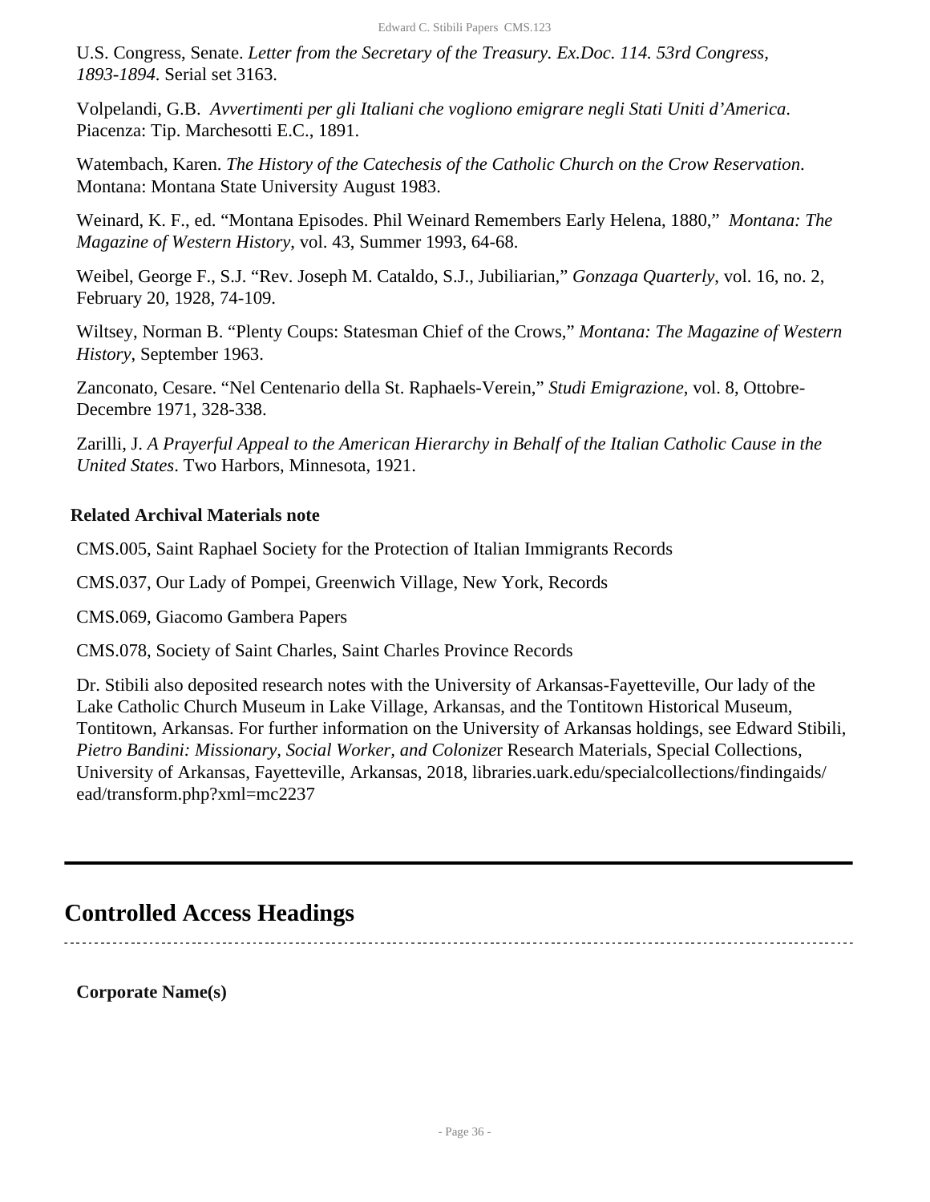U.S. Congress, Senate. *Letter from the Secretary of the Treasury. Ex.Doc. 114. 53rd Congress, 1893-1894.* Serial set 3163.

Volpelandi, G.B. *Avvertimenti per gli Italiani che vogliono emigrare negli Stati Uniti d'America*. Piacenza: Tip. Marchesotti E.C., 1891.

Watembach, Karen. *The History of the Catechesis of the Catholic Church on the Crow Reservation*. Montana: Montana State University August 1983.

Weinard, K. F., ed. "Montana Episodes. Phil Weinard Remembers Early Helena, 1880," *Montana: The Magazine of Western History*, vol. 43, Summer 1993, 64-68.

Weibel, George F., S.J. "Rev. Joseph M. Cataldo, S.J., Jubiliarian," *Gonzaga Quarterly*, vol. 16, no. 2, February 20, 1928, 74-109.

Wiltsey, Norman B. "Plenty Coups: Statesman Chief of the Crows," *Montana: The Magazine of Western History*, September 1963.

Zanconato, Cesare. "Nel Centenario della St. Raphaels-Verein," *Studi Emigrazione*, vol. 8, Ottobre-Decembre 1971, 328-338.

Zarilli, J. *A Prayerful Appeal to the American Hierarchy in Behalf of the Italian Catholic Cause in the United States*. Two Harbors, Minnesota, 1921.

### Related Archival Materials note

CMS.005, Saint Raphael Society for the Protection of Italian Immigrants Records

CMS.037, Our Lady of Pompei, Greenwich Village, New York, Records

CMS.069, Giacomo Gambera Papers

CMS.078, Society of Saint Charles, Saint Charles Province Records

Dr. Stibili also deposited research notes with the University of Arkansas-Fayetteville, Our lady of the Lake Catholic Church Museum in Lake Village, Arkansas, and the Tontitown Historical Museum, Tontitown, Arkansas. For further information on the University of Arkansas holdings, see Edward Stibili, *Pietro Bandini: Missionary, Social Worker, and Colonize*r Research Materials, Special Collections, University of Arkansas, Fayetteville, Arkansas, 2018, libraries.uark.edu/specialcollections/findingaids/ead/transform.php?xml=mc2237

## Controlled Access Headings

**Corporate Name(s)**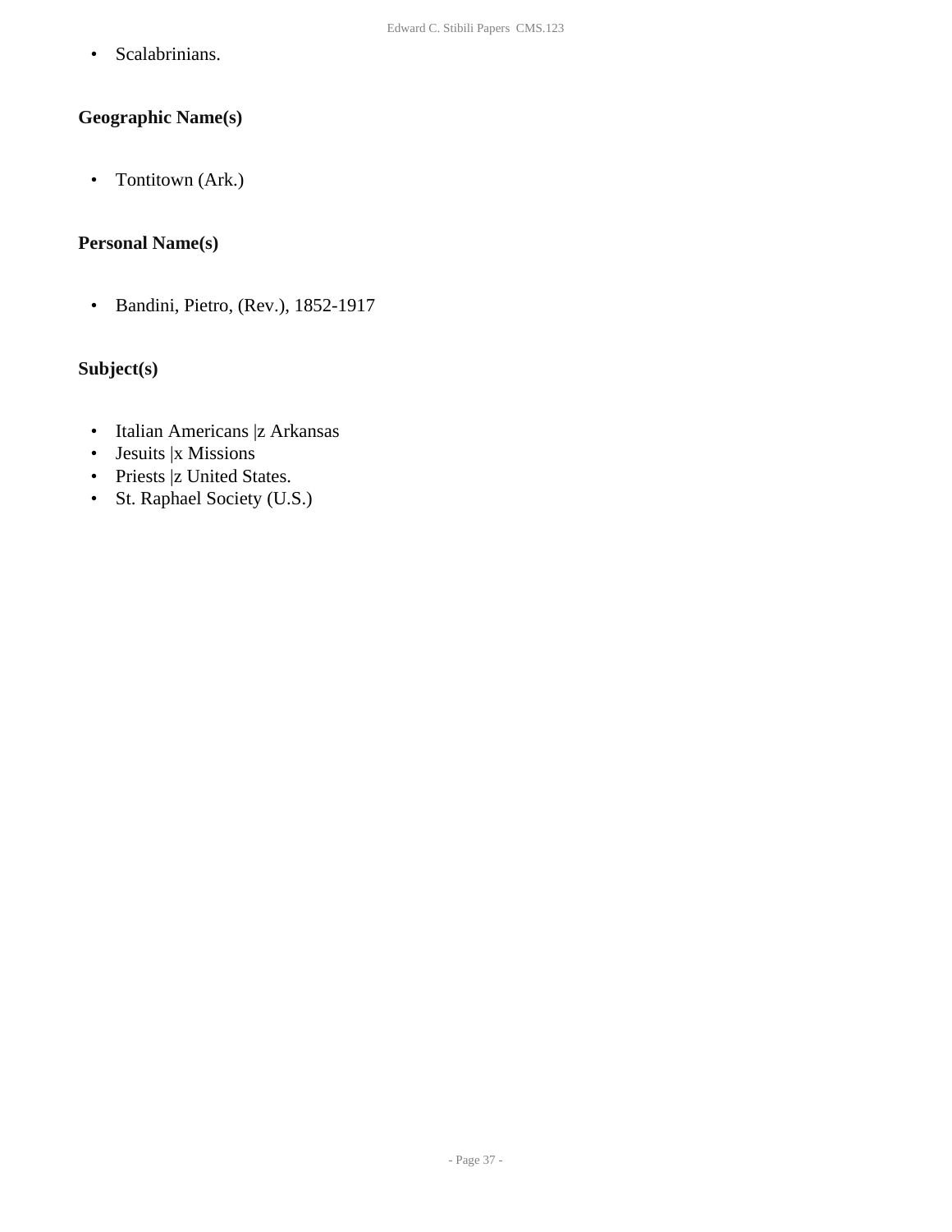- Scalabrinians.

### Geographic Name(s)

- Tontitown (Ark.)

### Personal Name(s)

- Bandini, Pietro, (Rev.), 1852-1917

### Subject(s)

- Italian Americans |z Arkansas
- Jesuits |x Missions
- Priests |z United States.
- St. Raphael Society (U.S.)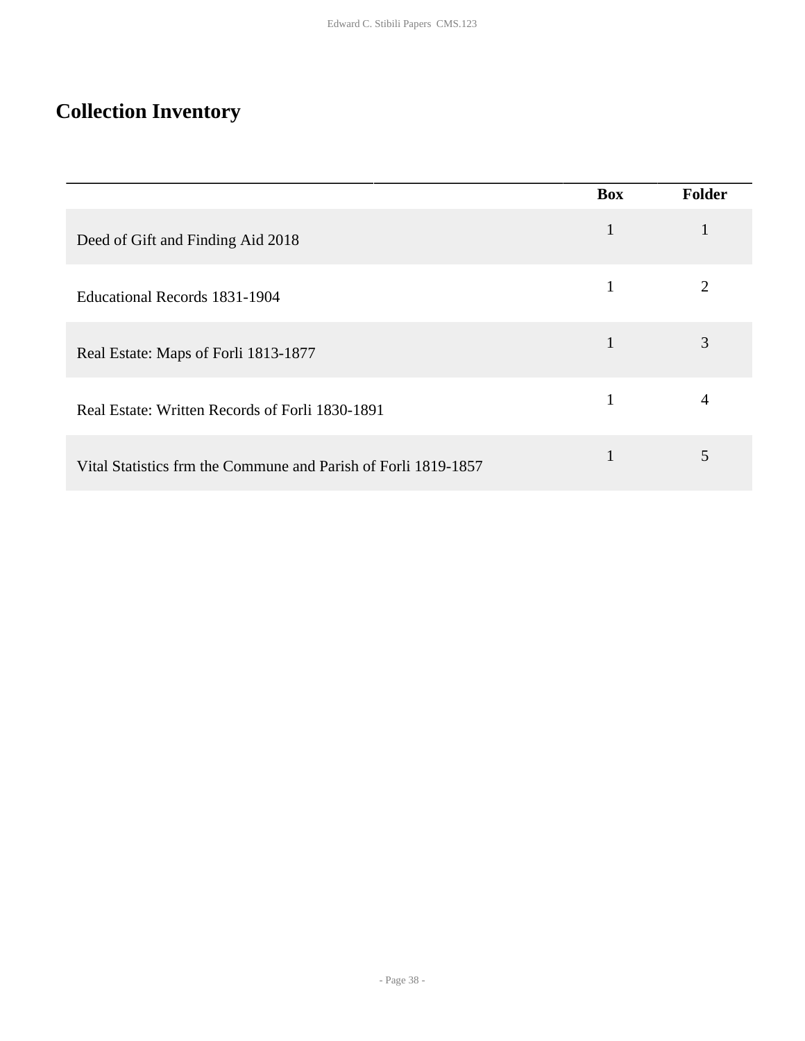# Collection Inventory

| | Box | Folder |
|---|---|---|
| Deed of Gift and Finding Aid 2018 | 1 | 1 |
| Educational Records 1831-1904 | 1 | 2 |
| Real Estate: Maps of Forli 1813-1877 | 1 | 3 |
| Real Estate: Written Records of Forli 1830-1891 | 1 | 4 |
| Vital Statistics frm the Commune and Parish of Forli 1819-1857 | 1 | 5 |